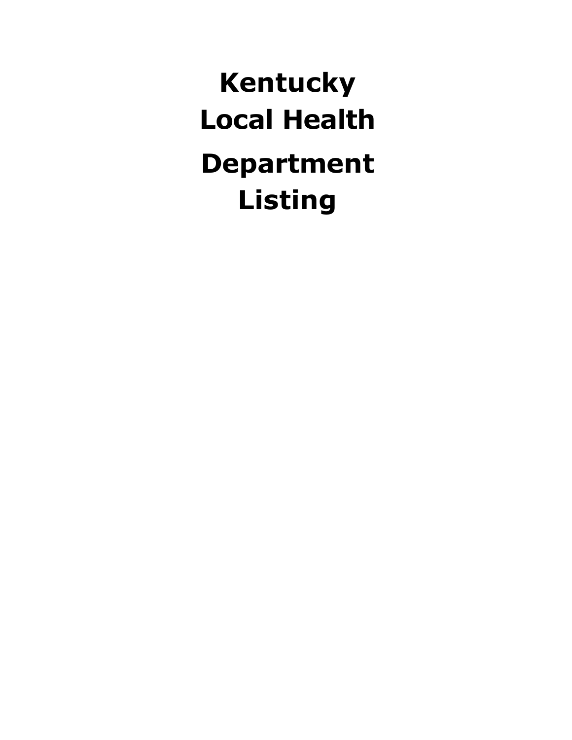# Kentucky Local Health Department Listing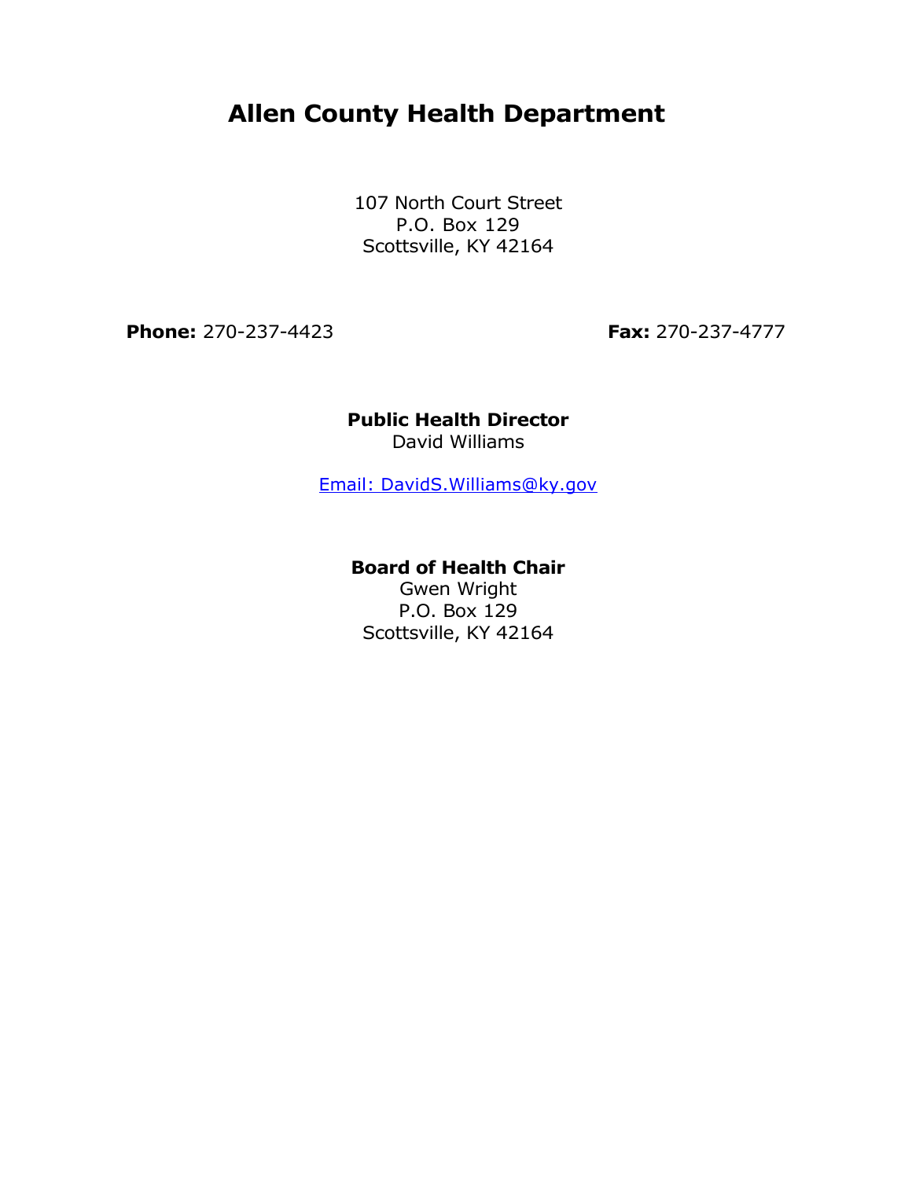# Allen County Health Department

107 North Court Street
P.O. Box 129
Scottsville, KY 42164

**Phone:** 270-237-4423 **Fax:** 270-237-4777

**Public Health Director**
David Williams

Email: DavidS.Williams@ky.gov

**Board of Health Chair**
Gwen Wright
P.O. Box 129
Scottsville, KY 42164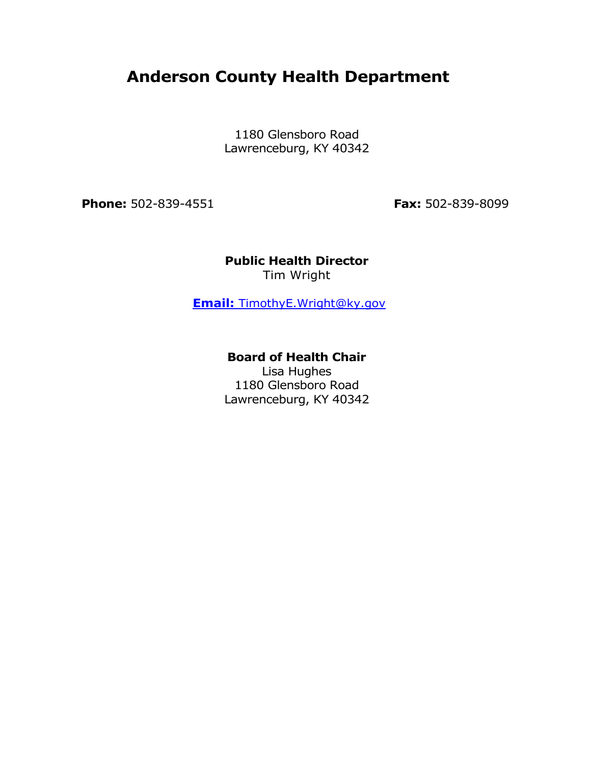# Anderson County Health Department

1180 Glensboro Road
Lawrenceburg, KY 40342

**Phone:** 502-839-4551 **Fax:** 502-839-8099

**Public Health Director**
Tim Wright

**Email:** TimothyE.Wright@ky.gov

**Board of Health Chair**
Lisa Hughes
1180 Glensboro Road
Lawrenceburg, KY 40342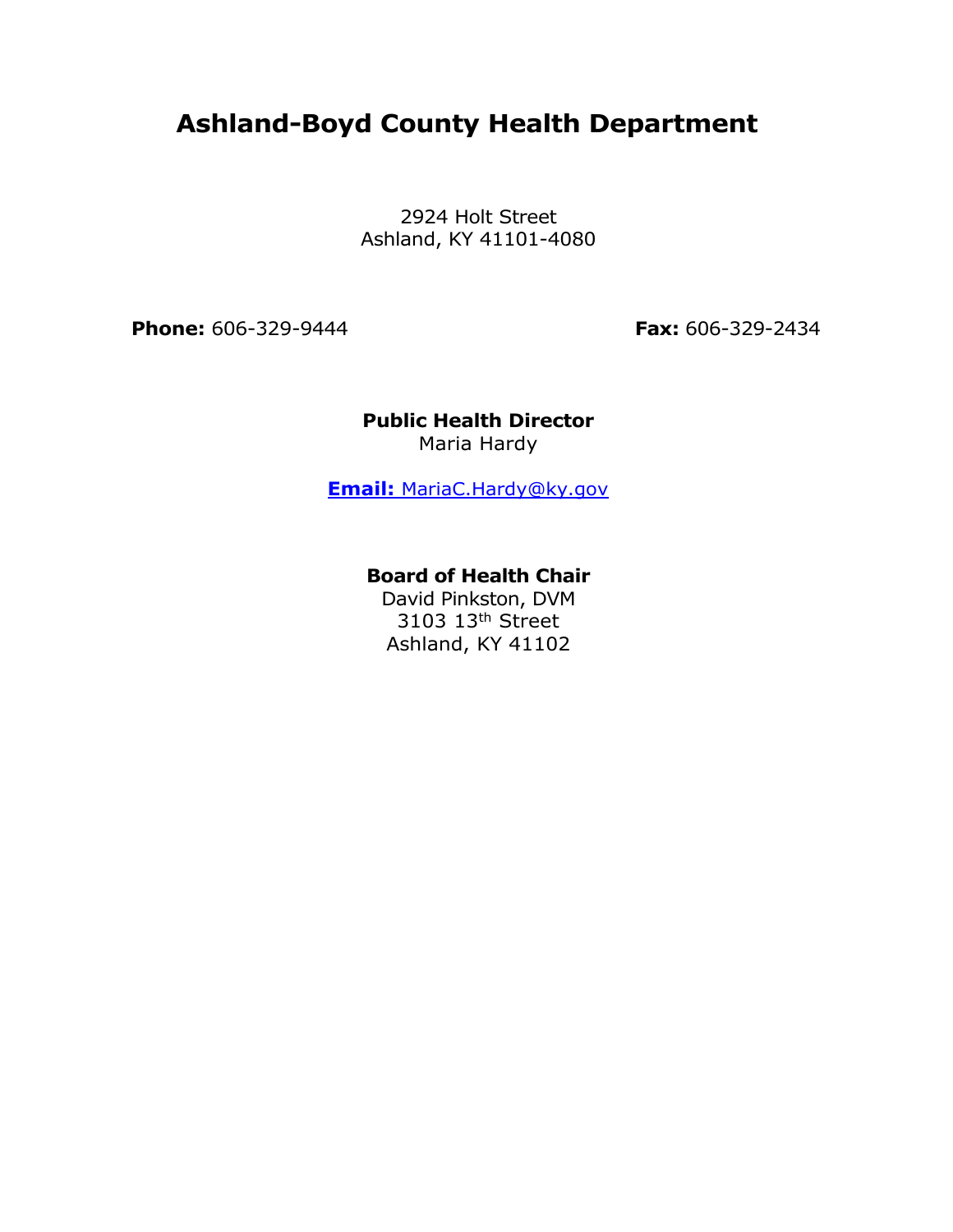# Ashland-Boyd County Health Department

2924 Holt Street
Ashland, KY 41101-4080

**Phone:** 606-329-9444 **Fax:** 606-329-2434

**Public Health Director**
Maria Hardy

**Email:** MariaC.Hardy@ky.gov

**Board of Health Chair**
David Pinkston, DVM
3103 13th Street
Ashland, KY 41102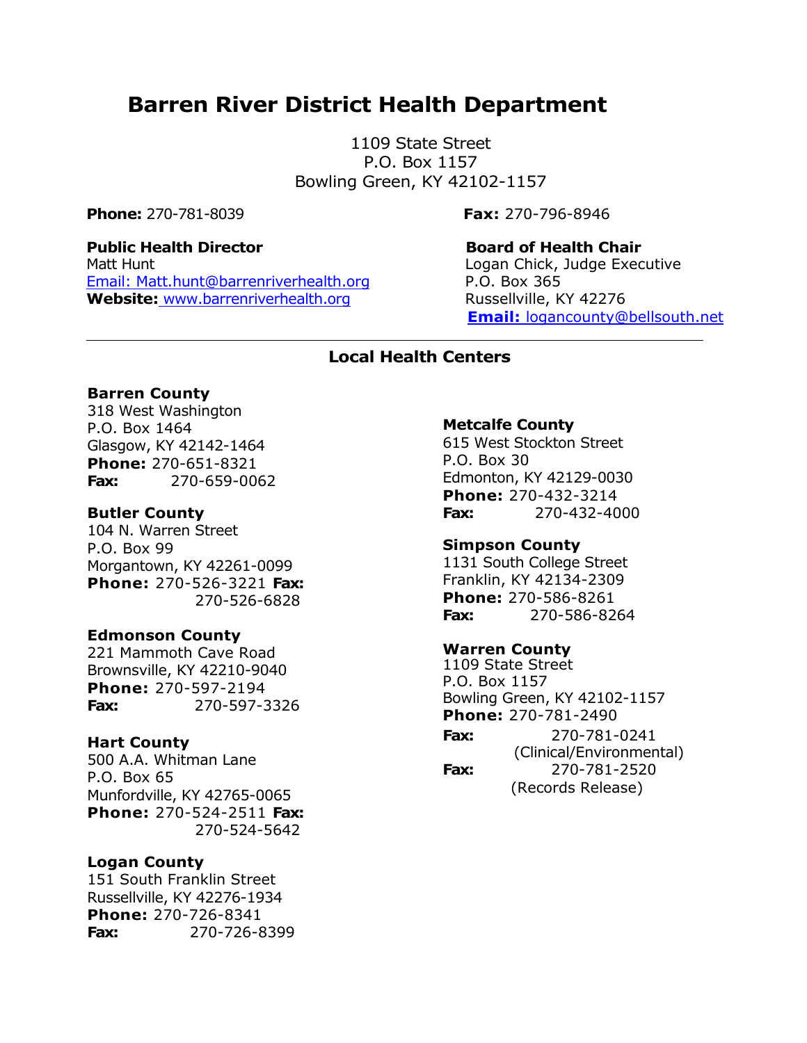# Barren River District Health Department

1109 State Street
P.O. Box 1157
Bowling Green, KY 42102-1157

**Phone:** 270-781-8039

**Fax:** 270-796-8946

**Public Health Director**
Matt Hunt
Email: Matt.hunt@barrenriverhealth.org
**Website:** www.barrenriverhealth.org

**Board of Health Chair**
Logan Chick, Judge Executive
P.O. Box 365
Russellville, KY 42276
**Email:** logancounty@bellsouth.net

---

## Local Health Centers

**Barren County**
318 West Washington
P.O. Box 1464
Glasgow, KY 42142-1464
**Phone:** 270-651-8321
**Fax:** 270-659-0062

**Butler County**
104 N. Warren Street
P.O. Box 99
Morgantown, KY 42261-0099
**Phone:** 270-526-3221 **Fax:** 270-526-6828

**Edmonson County**
221 Mammoth Cave Road
Brownsville, KY 42210-9040
**Phone:** 270-597-2194
**Fax:** 270-597-3326

**Hart County**
500 A.A. Whitman Lane
P.O. Box 65
Munfordville, KY 42765-0065
**Phone:** 270-524-2511 **Fax:** 270-524-5642

**Logan County**
151 South Franklin Street
Russellville, KY 42276-1934
**Phone:** 270-726-8341
**Fax:** 270-726-8399

**Metcalfe County**
615 West Stockton Street
P.O. Box 30
Edmonton, KY 42129-0030
**Phone:** 270-432-3214
**Fax:** 270-432-4000

**Simpson County**
1131 South College Street
Franklin, KY 42134-2309
**Phone:** 270-586-8261
**Fax:** 270-586-8264

**Warren County**
1109 State Street
P.O. Box 1157
Bowling Green, KY 42102-1157
**Phone:** 270-781-2490
**Fax:** 270-781-0241 (Clinical/Environmental)
**Fax:** 270-781-2520 (Records Release)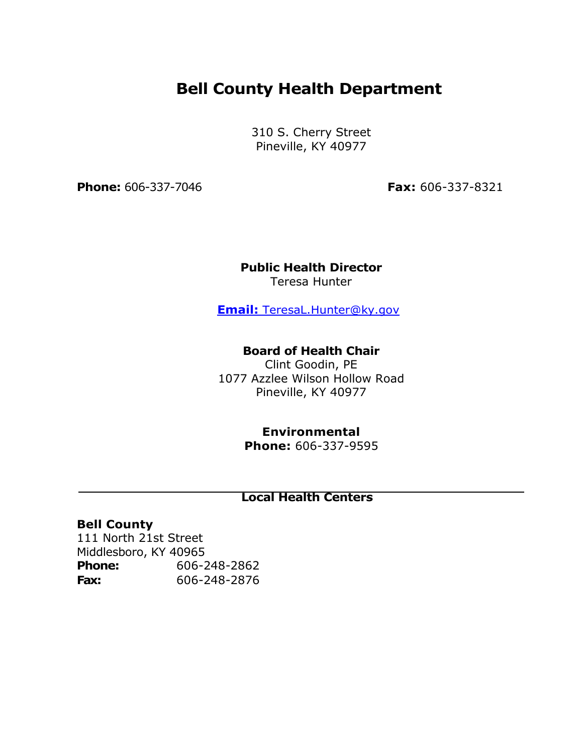# Bell County Health Department

310 S. Cherry Street
Pineville, KY 40977

**Phone:** 606-337-7046 **Fax:** 606-337-8321

**Public Health Director**
Teresa Hunter

**Email:** TeresaL.Hunter@ky.gov

**Board of Health Chair**
Clint Goodin, PE
1077 Azzlee Wilson Hollow Road
Pineville, KY 40977

**Environmental**
**Phone:** 606-337-9595

---

## Local Health Centers

**Bell County**
111 North 21st Street
Middlesboro, KY 40965
**Phone:** 606-248-2862
**Fax:** 606-248-2876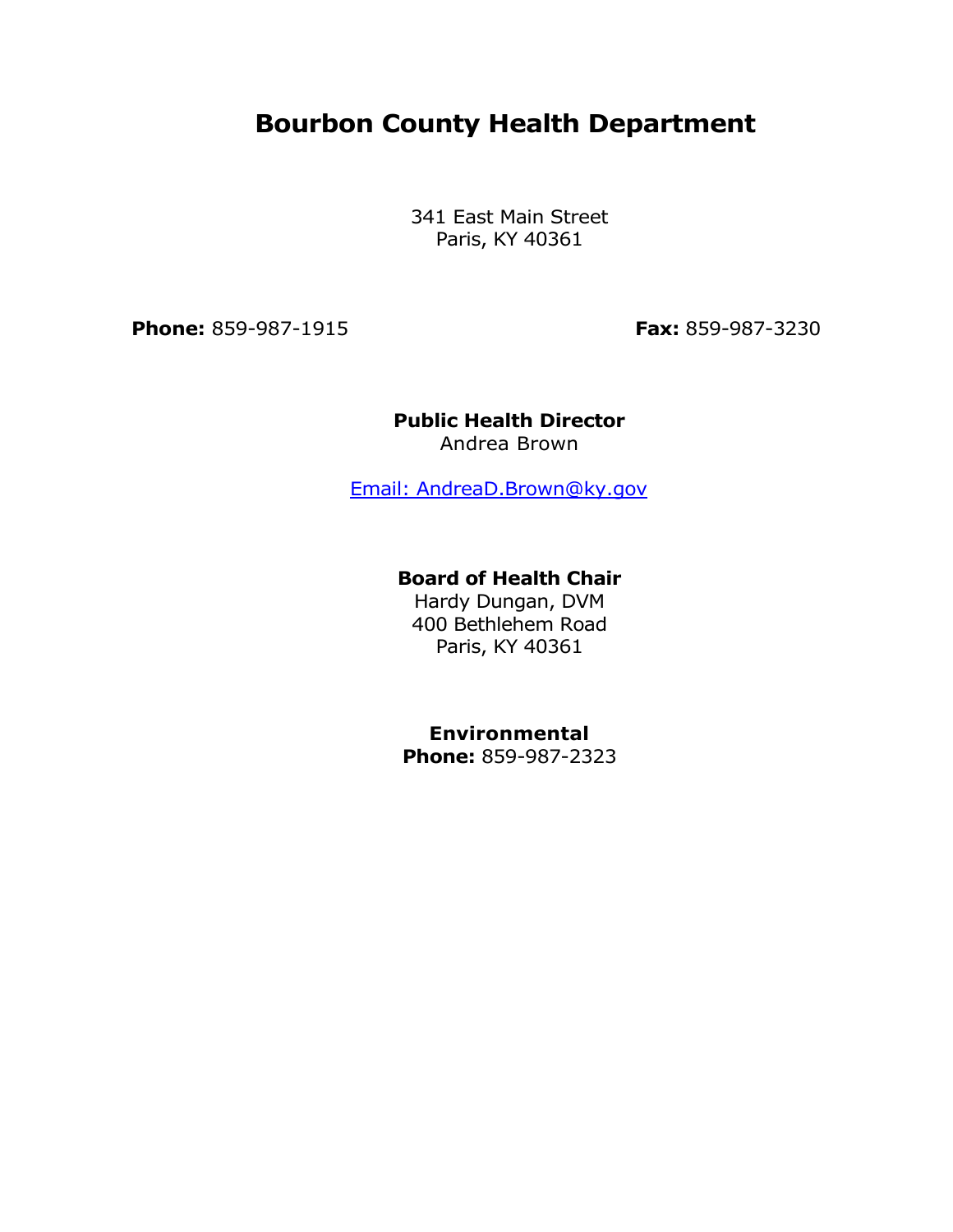# Bourbon County Health Department

341 East Main Street
Paris, KY 40361

**Phone:** 859-987-1915 **Fax:** 859-987-3230

**Public Health Director**
Andrea Brown

Email: AndreaD.Brown@ky.gov

**Board of Health Chair**
Hardy Dungan, DVM
400 Bethlehem Road
Paris, KY 40361

**Environmental**
**Phone:** 859-987-2323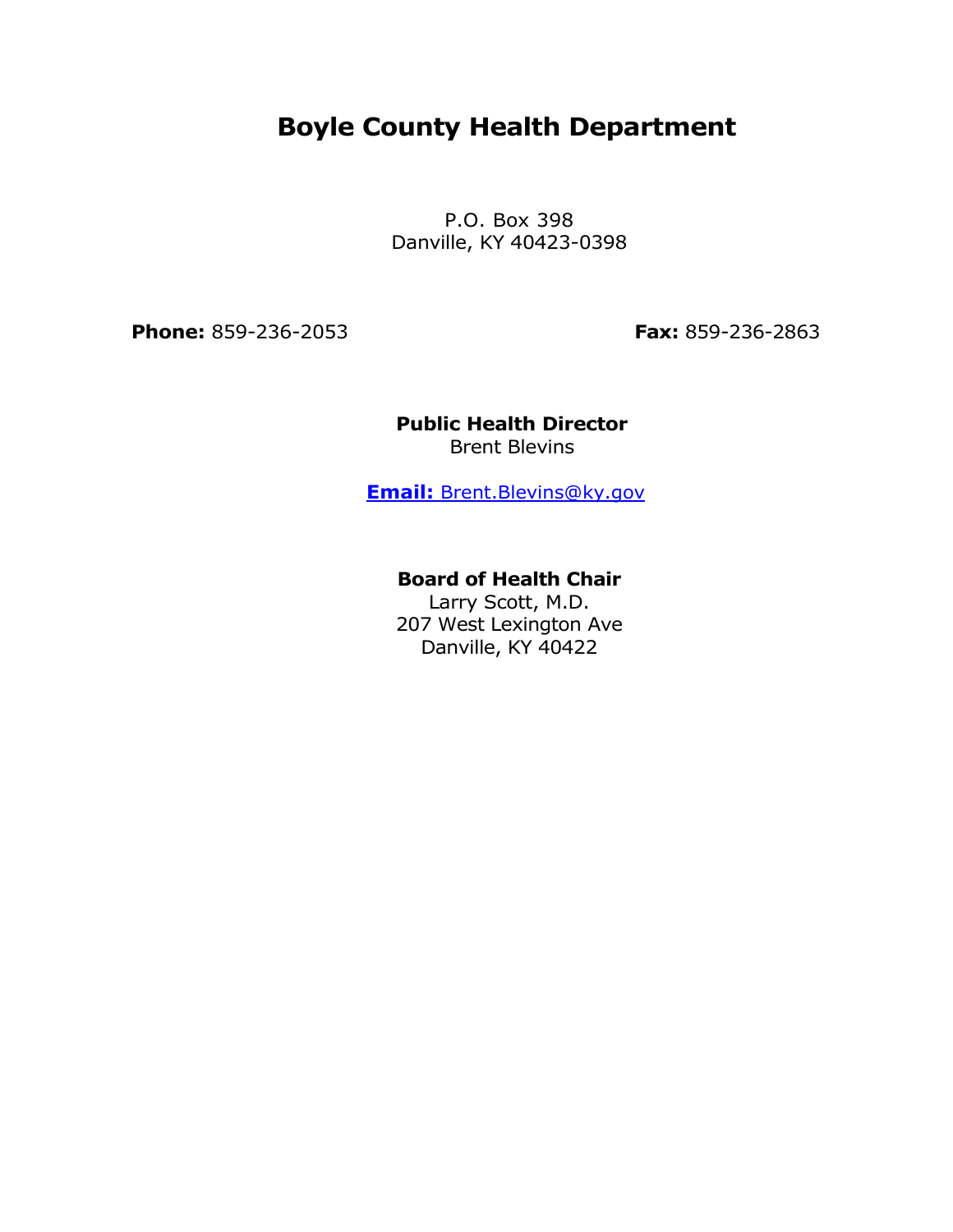# Boyle County Health Department

P.O. Box 398
Danville, KY 40423-0398

**Phone:** 859-236-2053 **Fax:** 859-236-2863

**Public Health Director**
Brent Blevins

**Email:** Brent.Blevins@ky.gov

**Board of Health Chair**
Larry Scott, M.D.
207 West Lexington Ave
Danville, KY 40422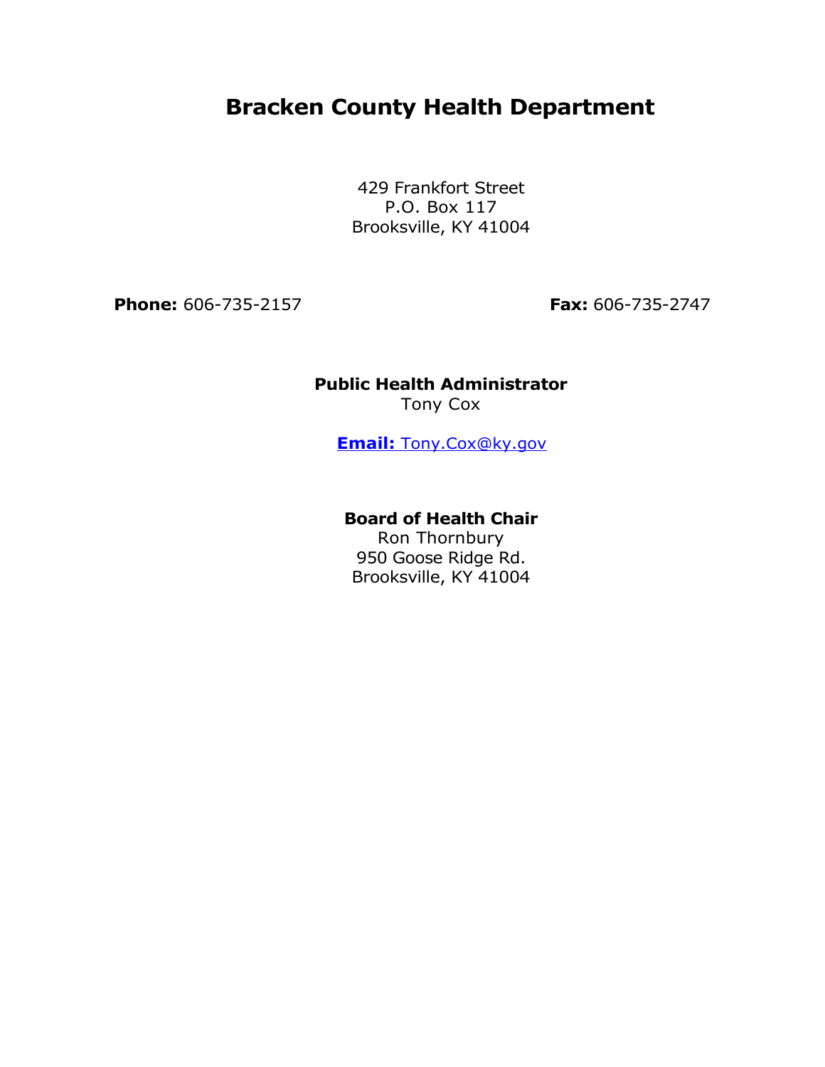# Bracken County Health Department

429 Frankfort Street
P.O. Box 117
Brooksville, KY 41004

**Phone:** 606-735-2157 **Fax:** 606-735-2747

**Public Health Administrator**
Tony Cox

**Email:** Tony.Cox@ky.gov

**Board of Health Chair**
Ron Thornbury
950 Goose Ridge Rd.
Brooksville, KY 41004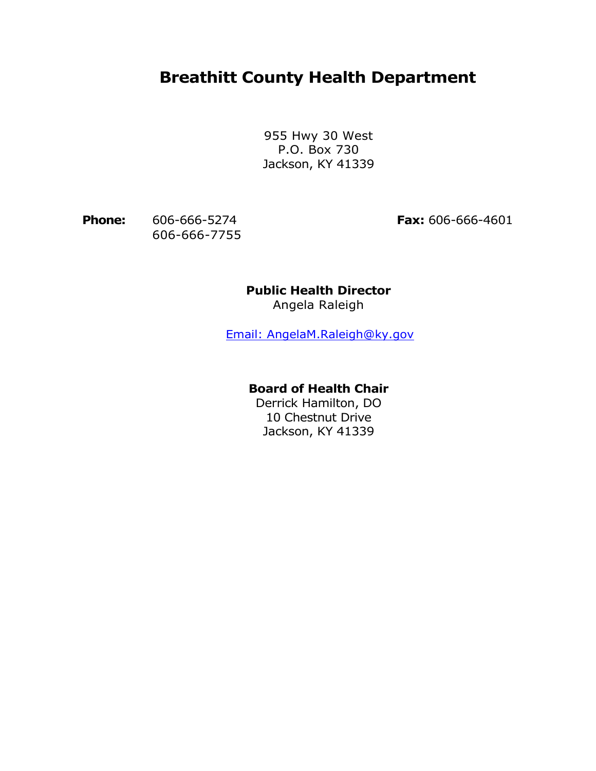# Breathitt County Health Department

955 Hwy 30 West
P.O. Box 730
Jackson, KY 41339

**Phone:** 606-666-5274
606-666-7755

**Fax:** 606-666-4601

**Public Health Director**
Angela Raleigh

Email: AngelaM.Raleigh@ky.gov

**Board of Health Chair**
Derrick Hamilton, DO
10 Chestnut Drive
Jackson, KY 41339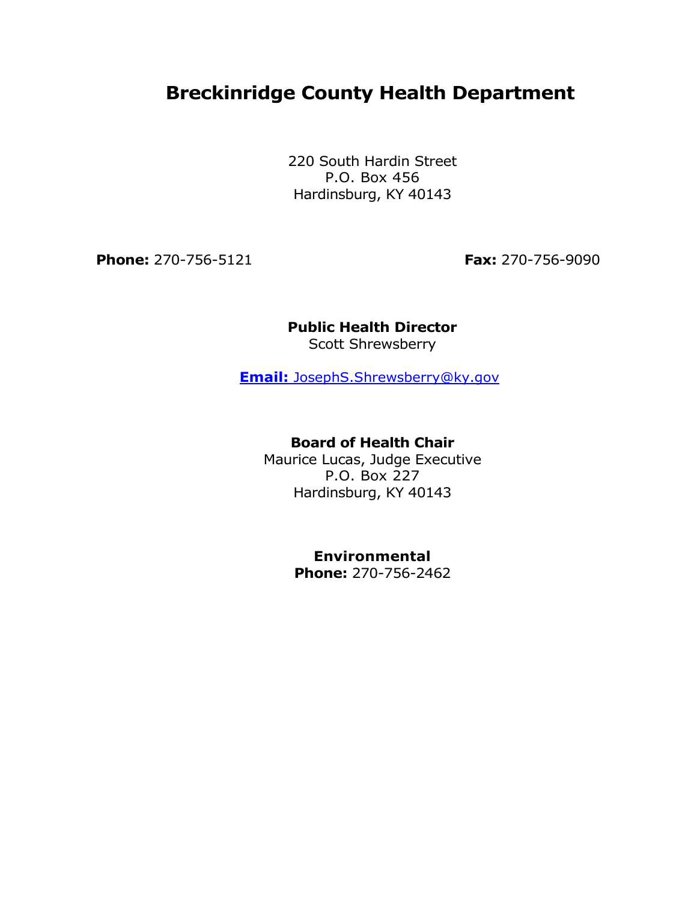# Breckinridge County Health Department

220 South Hardin Street
P.O. Box 456
Hardinsburg, KY 40143

**Phone:** 270-756-5121 **Fax:** 270-756-9090

**Public Health Director**
Scott Shrewsberry

**Email:** JosephS.Shrewsberry@ky.gov

**Board of Health Chair**
Maurice Lucas, Judge Executive
P.O. Box 227
Hardinsburg, KY 40143

**Environmental**
**Phone:** 270-756-2462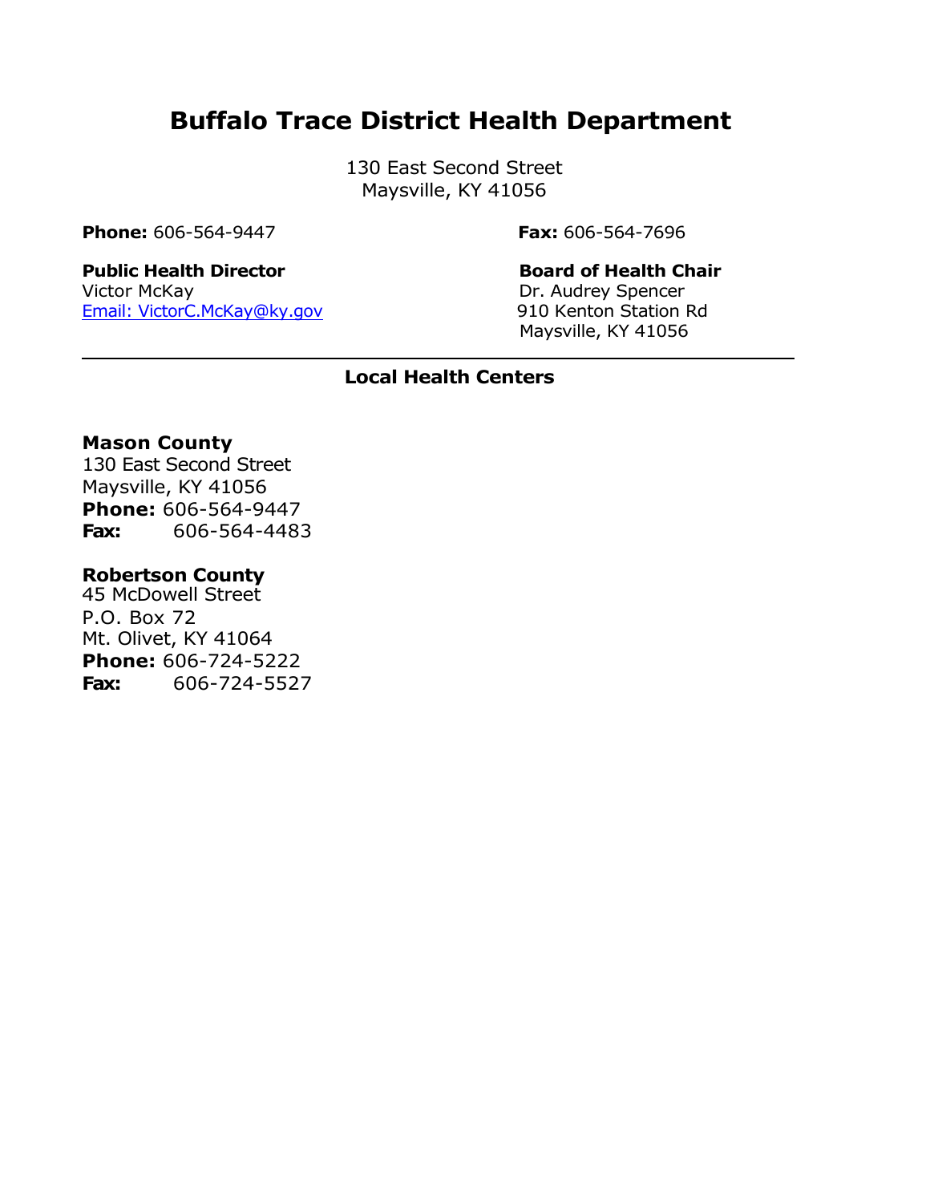# Buffalo Trace District Health Department

130 East Second Street
Maysville, KY 41056

**Phone:** 606-564-9447

**Fax:** 606-564-7696

**Public Health Director**
Victor McKay
Email: VictorC.McKay@ky.gov

**Board of Health Chair**
Dr. Audrey Spencer
910 Kenton Station Rd
Maysville, KY 41056

---

## Local Health Centers

**Mason County**
130 East Second Street
Maysville, KY 41056
**Phone:** 606-564-9447
**Fax:** 606-564-4483

**Robertson County**
45 McDowell Street
P.O. Box 72
Mt. Olivet, KY 41064
**Phone:** 606-724-5222
**Fax:** 606-724-5527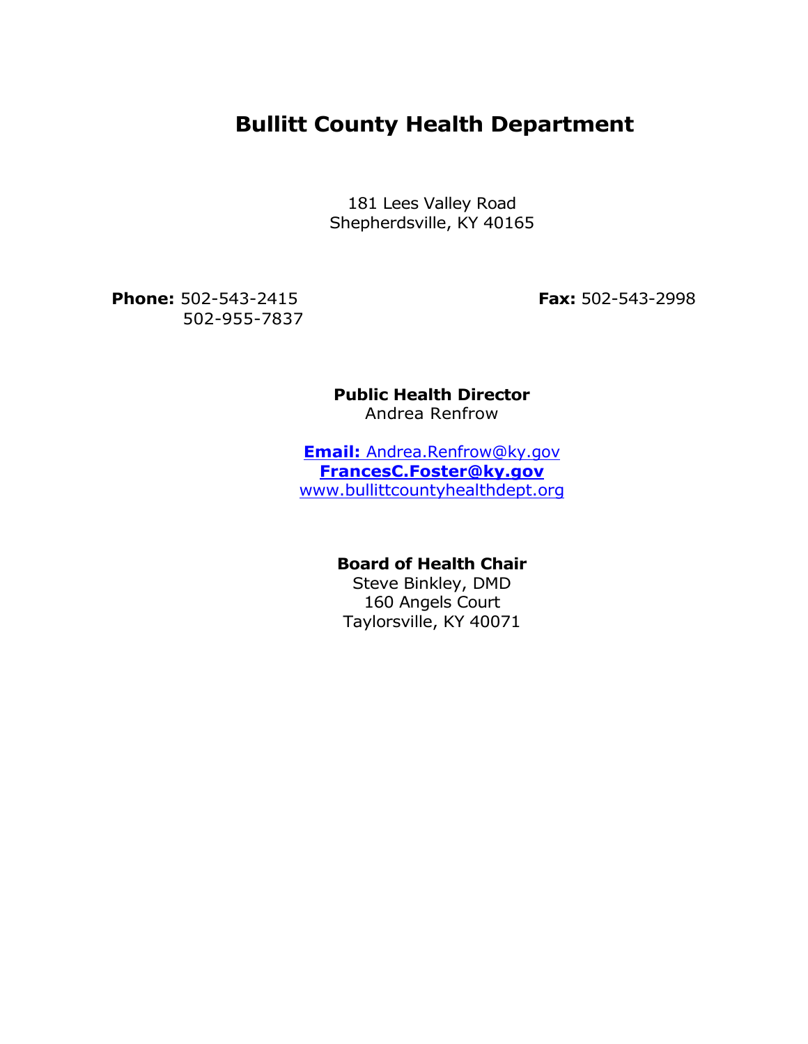# Bullitt County Health Department

181 Lees Valley Road
Shepherdsville, KY 40165

**Phone:** 502-543-2415
502-955-7837

**Fax:** 502-543-2998

**Public Health Director**
Andrea Renfrow

**Email:** Andrea.Renfrow@ky.gov
**FrancesC.Foster@ky.gov**
www.bullittcountyhealthdept.org

**Board of Health Chair**
Steve Binkley, DMD
160 Angels Court
Taylorsville, KY 40071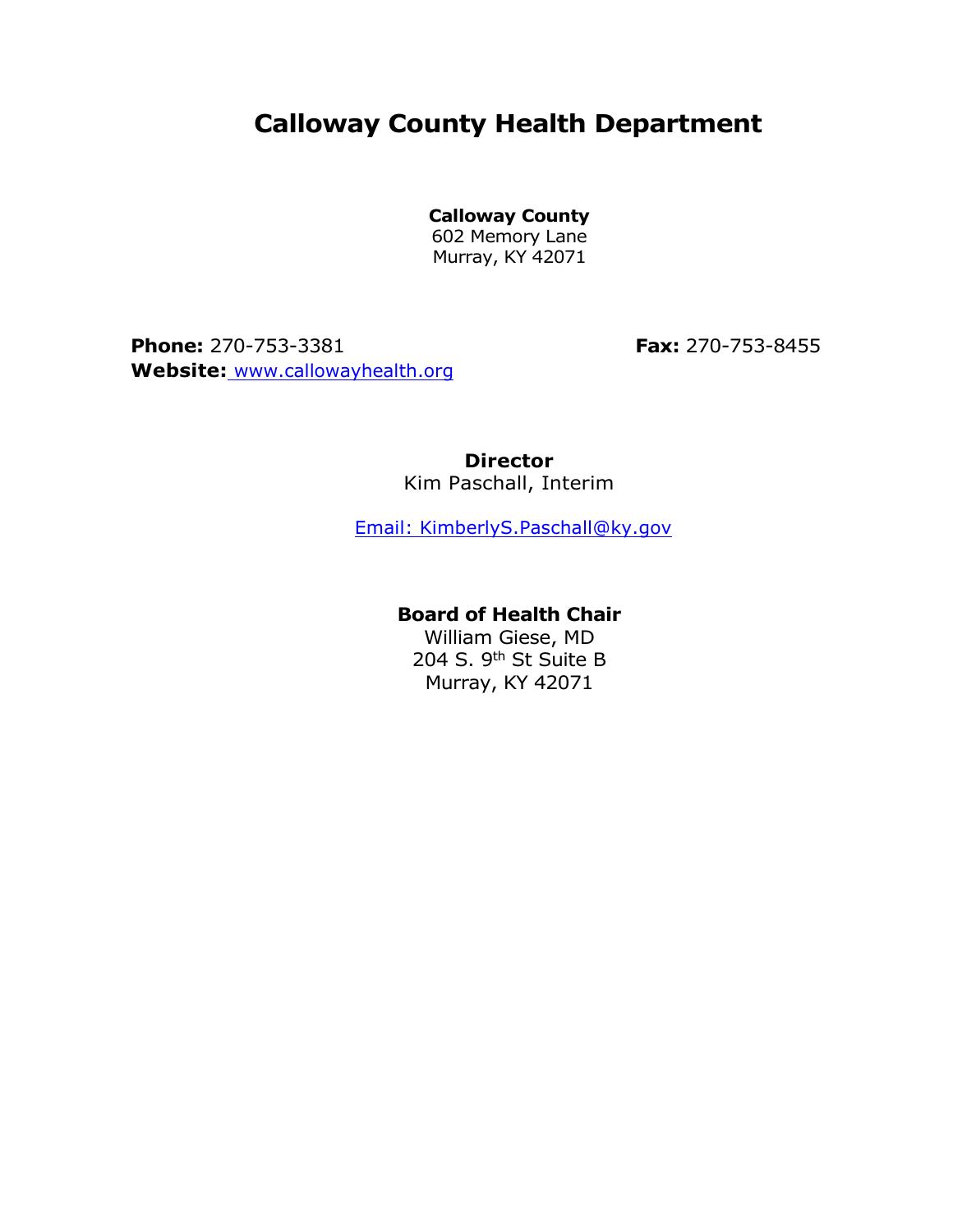# Calloway County Health Department

**Calloway County**
602 Memory Lane
Murray, KY 42071

**Phone:** 270-753-3381
**Fax:** 270-753-8455
**Website:** www.callowayhealth.org

**Director**
Kim Paschall, Interim

Email: KimberlyS.Paschall@ky.gov

**Board of Health Chair**
William Giese, MD
204 S. 9th St Suite B
Murray, KY 42071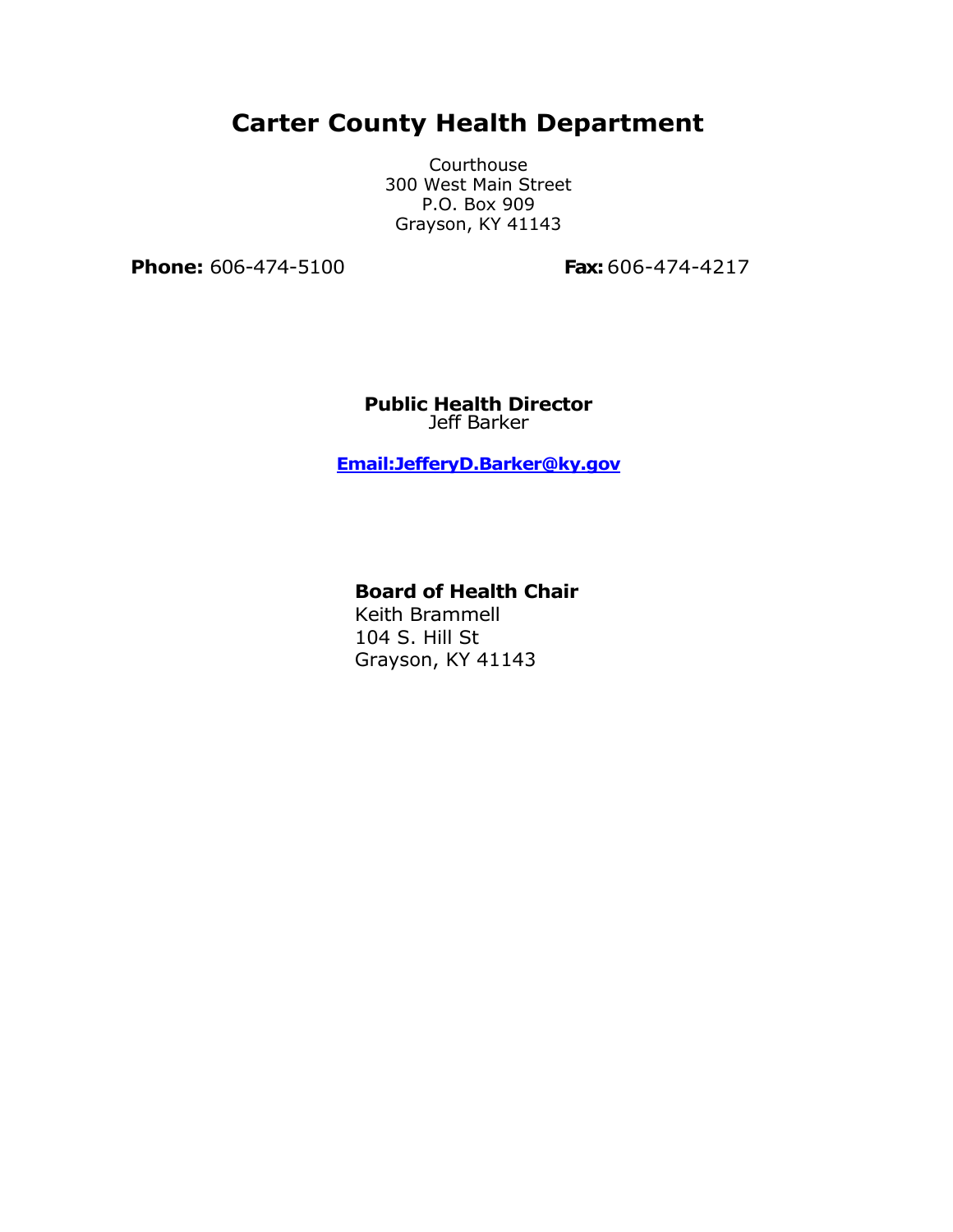# Carter County Health Department

Courthouse
300 West Main Street
P.O. Box 909
Grayson, KY 41143

**Phone:** 606-474-5100 **Fax:** 606-474-4217

**Public Health Director**
Jeff Barker

**Email:JefferyD.Barker@ky.gov**

**Board of Health Chair**
Keith Brammell
104 S. Hill St
Grayson, KY 41143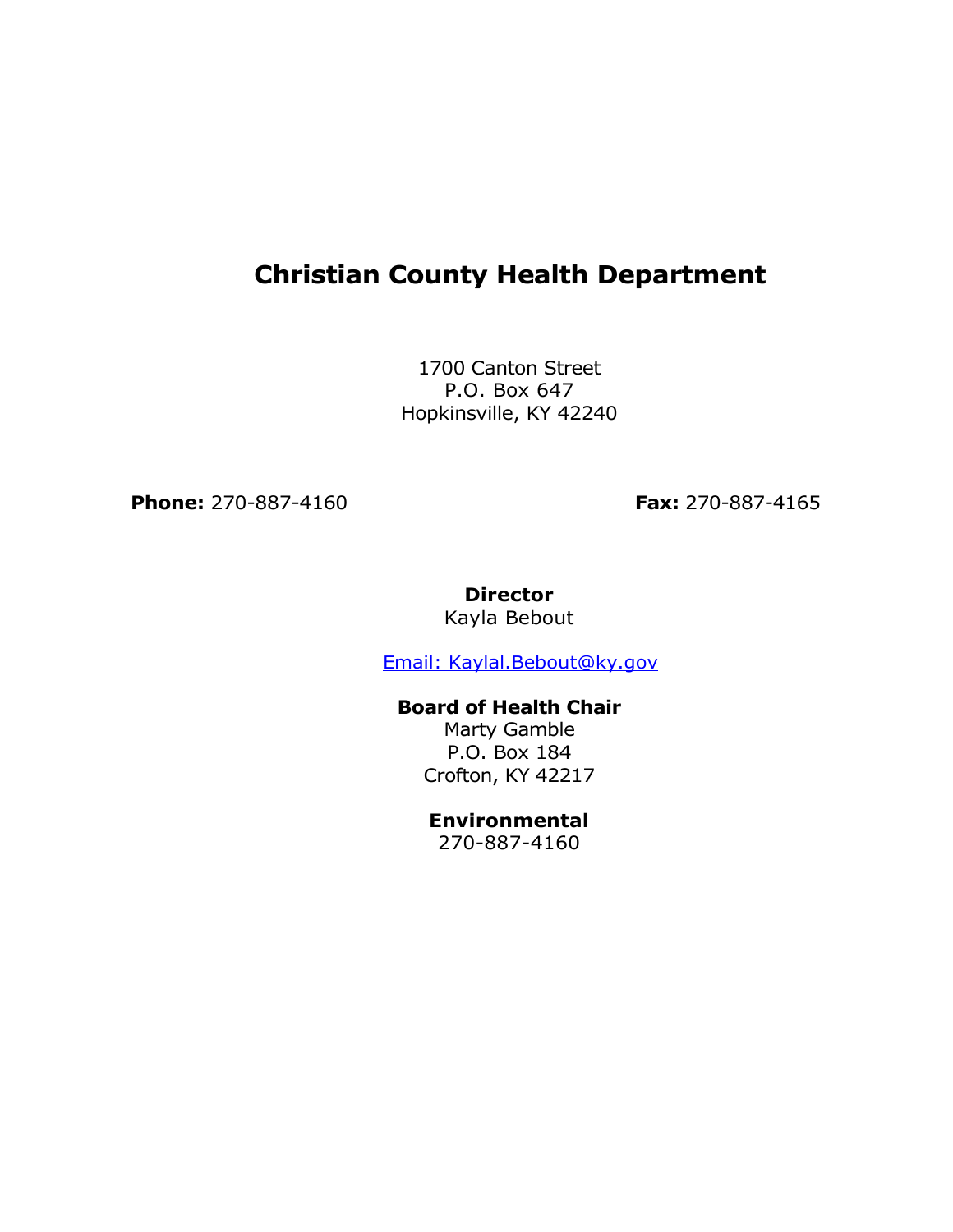# Christian County Health Department

1700 Canton Street
P.O. Box 647
Hopkinsville, KY 42240

**Phone:** 270-887-4160 **Fax:** 270-887-4165

**Director**
Kayla Bebout

Email: Kaylal.Bebout@ky.gov

**Board of Health Chair**
Marty Gamble
P.O. Box 184
Crofton, KY 42217

**Environmental**
270-887-4160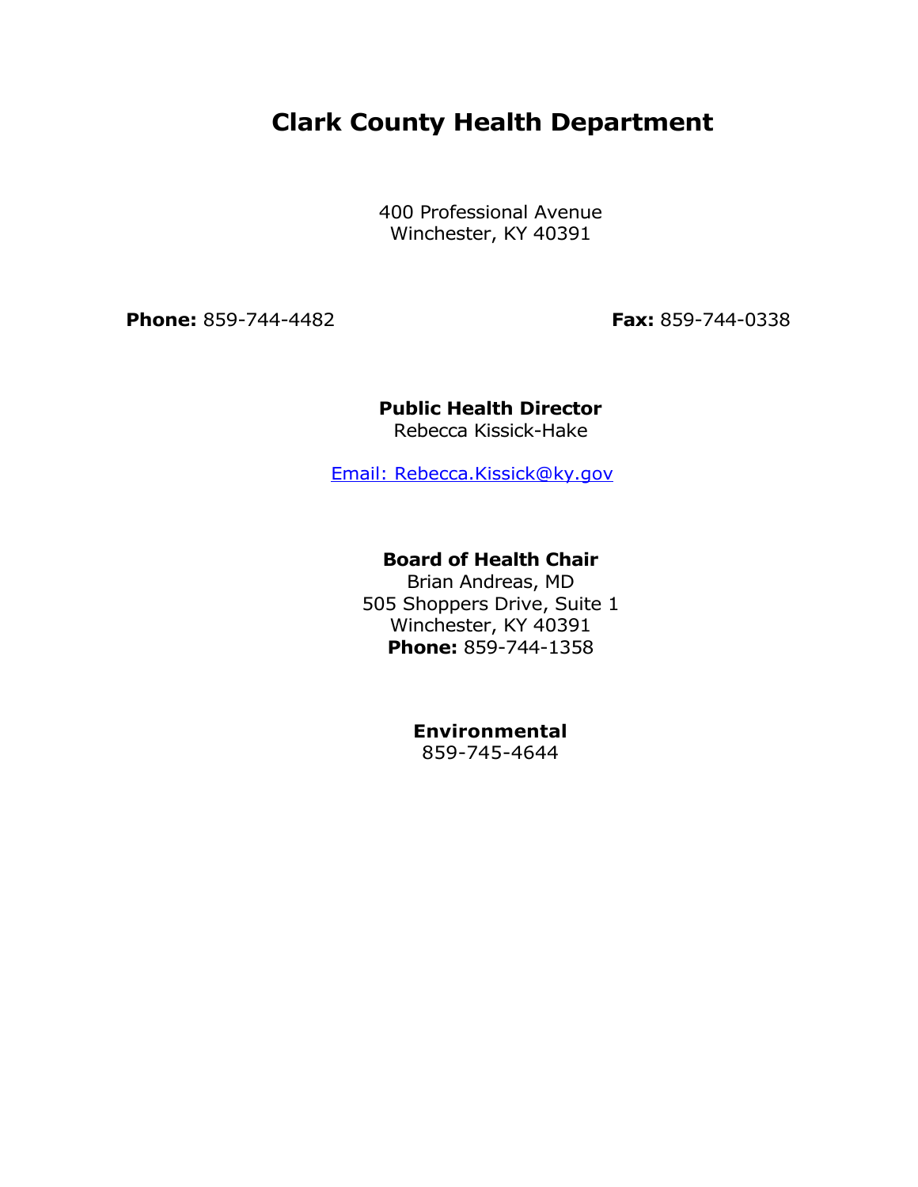# Clark County Health Department

400 Professional Avenue
Winchester, KY 40391

**Phone:** 859-744-4482

**Fax:** 859-744-0338

**Public Health Director**
Rebecca Kissick-Hake

Email: Rebecca.Kissick@ky.gov

**Board of Health Chair**
Brian Andreas, MD
505 Shoppers Drive, Suite 1
Winchester, KY 40391
**Phone:** 859-744-1358

**Environmental**
859-745-4644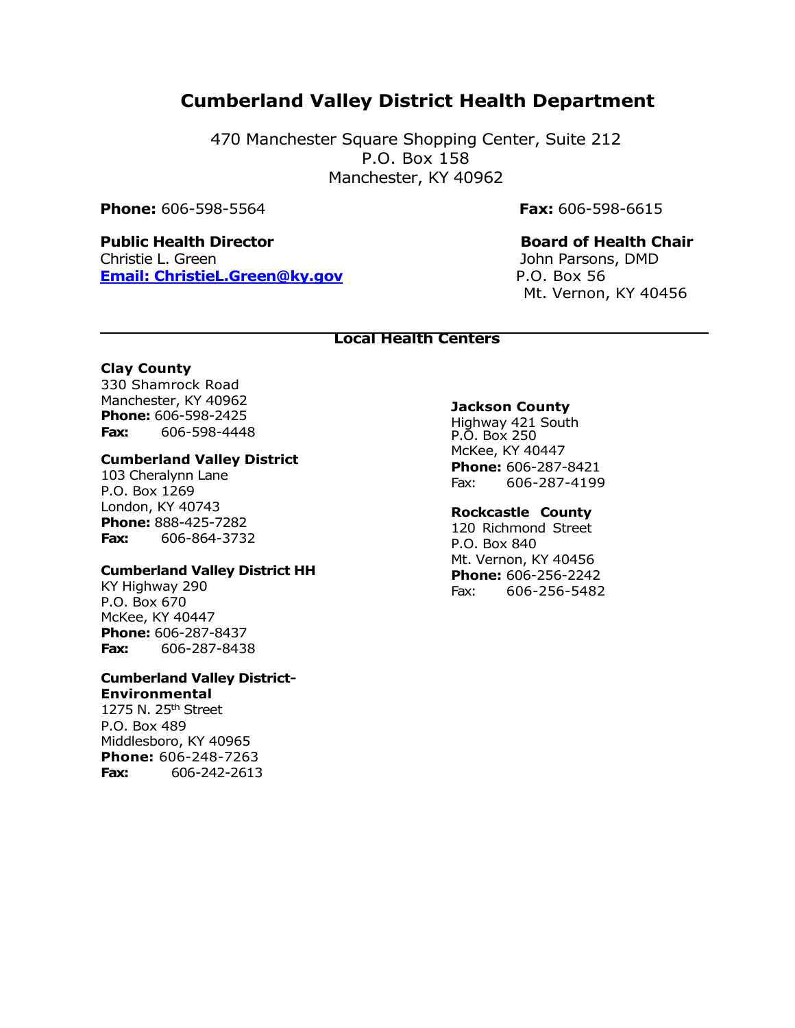# Cumberland Valley District Health Department

470 Manchester Square Shopping Center, Suite 212
P.O. Box 158
Manchester, KY 40962

**Phone:** 606-598-5564

**Fax:** 606-598-6615

**Public Health Director**
Christie L. Green
**Email: ChristieL.Green@ky.gov**

**Board of Health Chair**
John Parsons, DMD
P.O. Box 56
Mt. Vernon, KY 40456

## Local Health Centers

**Clay County**
330 Shamrock Road
Manchester, KY 40962
**Phone:** 606-598-2425
**Fax:** 606-598-4448

**Cumberland Valley District**
103 Cheralynn Lane
P.O. Box 1269
London, KY 40743
**Phone:** 888-425-7282
**Fax:** 606-864-3732

**Cumberland Valley District HH**
KY Highway 290
P.O. Box 670
McKee, KY 40447
**Phone:** 606-287-8437
**Fax:** 606-287-8438

**Cumberland Valley District-Environmental**
1275 N. 25th Street
P.O. Box 489
Middlesboro, KY 40965
**Phone:** 606-248-7263
**Fax:** 606-242-2613

**Jackson County**
Highway 421 South
P.O. Box 250
McKee, KY 40447
**Phone:** 606-287-8421
Fax: 606-287-4199

**Rockcastle County**
120 Richmond Street
P.O. Box 840
Mt. Vernon, KY 40456
**Phone:** 606-256-2242
Fax: 606-256-5482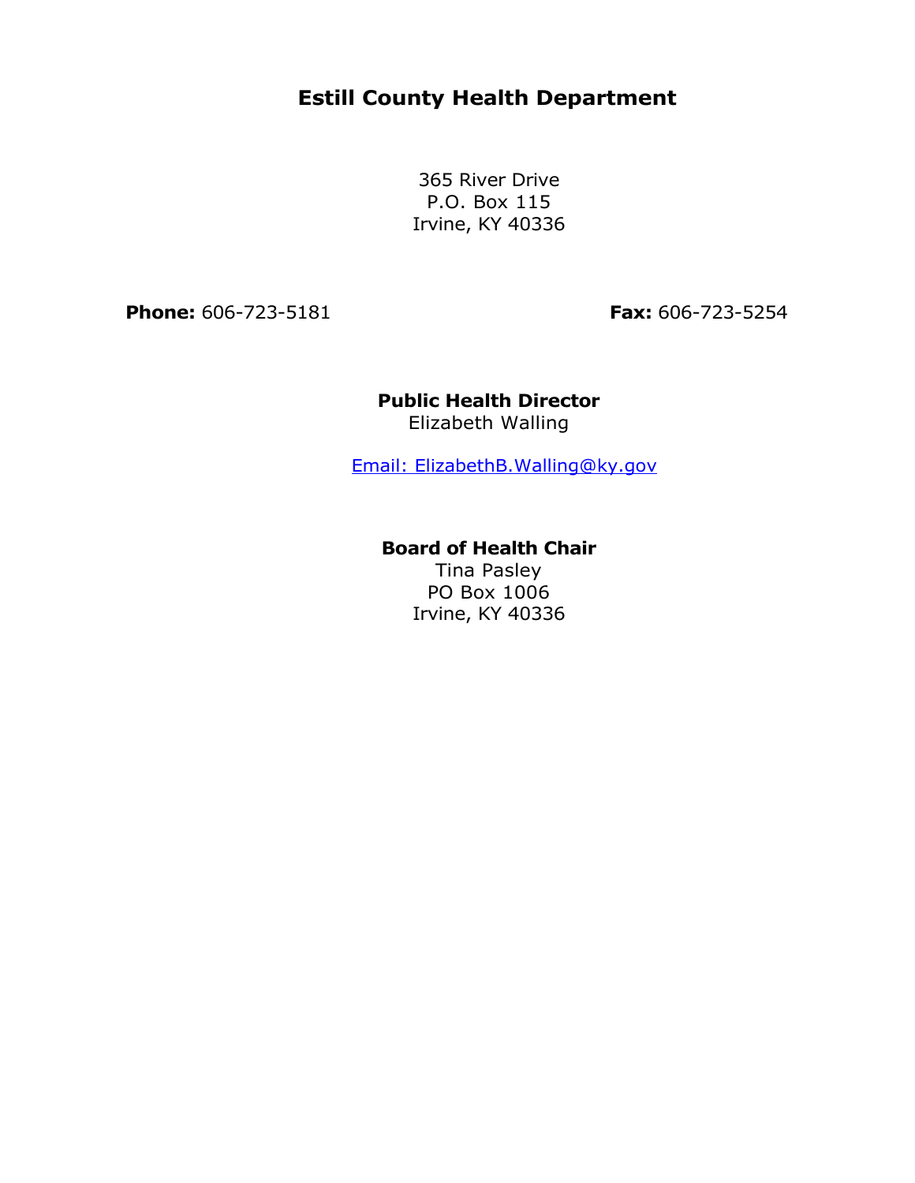# Estill County Health Department

365 River Drive
P.O. Box 115
Irvine, KY 40336

**Phone:** 606-723-5181

**Fax:** 606-723-5254

**Public Health Director**
Elizabeth Walling

Email: ElizabethB.Walling@ky.gov

**Board of Health Chair**
Tina Pasley
PO Box 1006
Irvine, KY 40336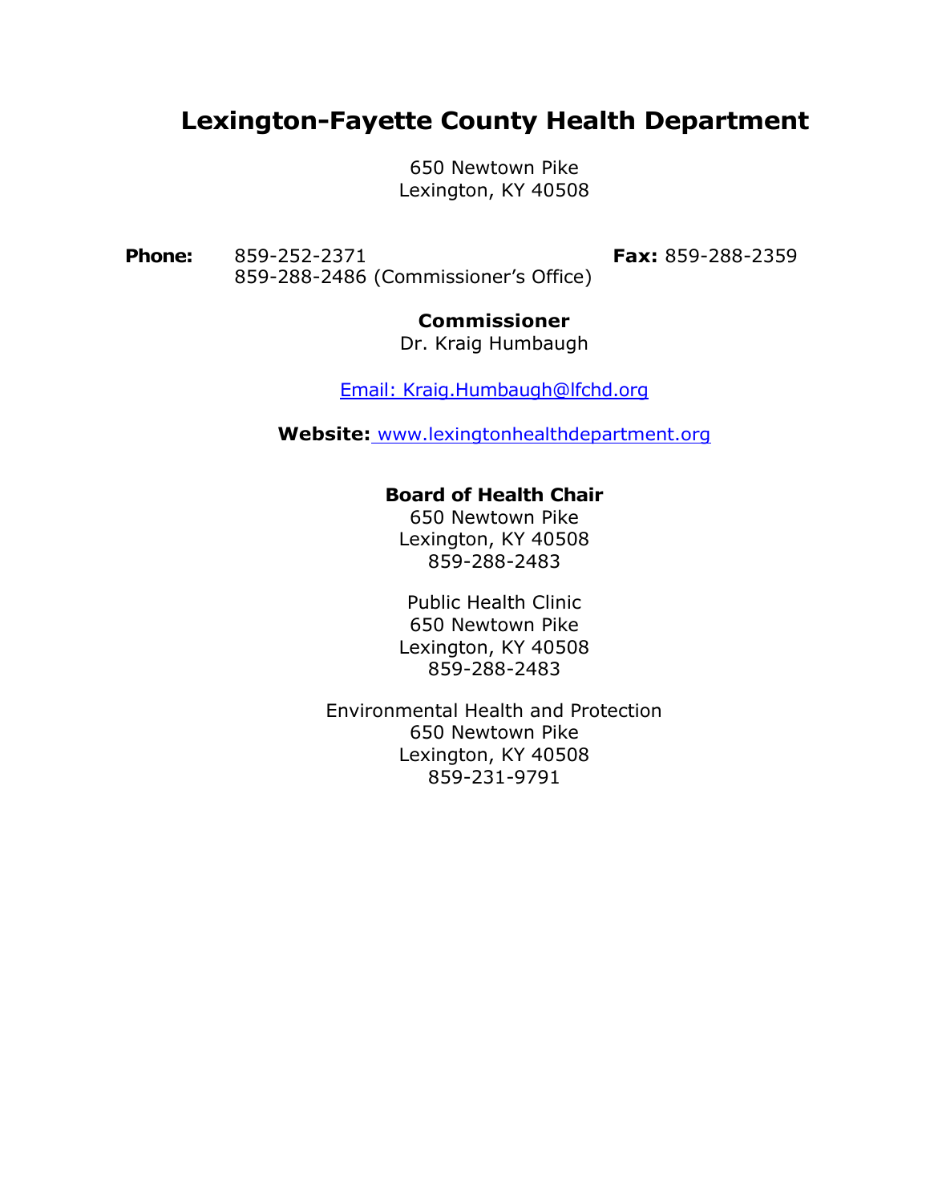# Lexington-Fayette County Health Department

650 Newtown Pike
Lexington, KY 40508

**Phone:** 859-252-2371
859-288-2486 (Commissioner's Office)

**Fax:** 859-288-2359

**Commissioner**
Dr. Kraig Humbaugh

Email: Kraig.Humbaugh@lfchd.org

**Website:** www.lexingtonhealthdepartment.org

**Board of Health Chair**
650 Newtown Pike
Lexington, KY 40508
859-288-2483

Public Health Clinic
650 Newtown Pike
Lexington, KY 40508
859-288-2483

Environmental Health and Protection
650 Newtown Pike
Lexington, KY 40508
859-231-9791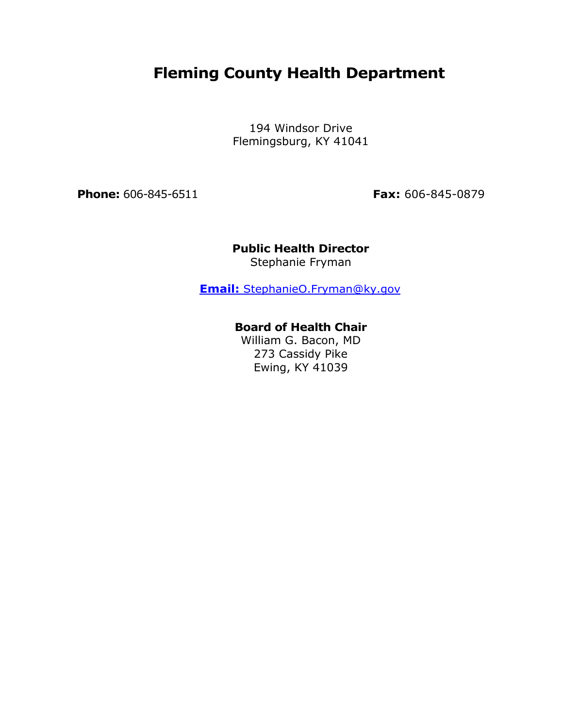# Fleming County Health Department

194 Windsor Drive
Flemingsburg, KY 41041

**Phone:** 606-845-6511 **Fax:** 606-845-0879

**Public Health Director**
Stephanie Fryman

**Email:** StephanieO.Fryman@ky.gov

**Board of Health Chair**
William G. Bacon, MD
273 Cassidy Pike
Ewing, KY 41039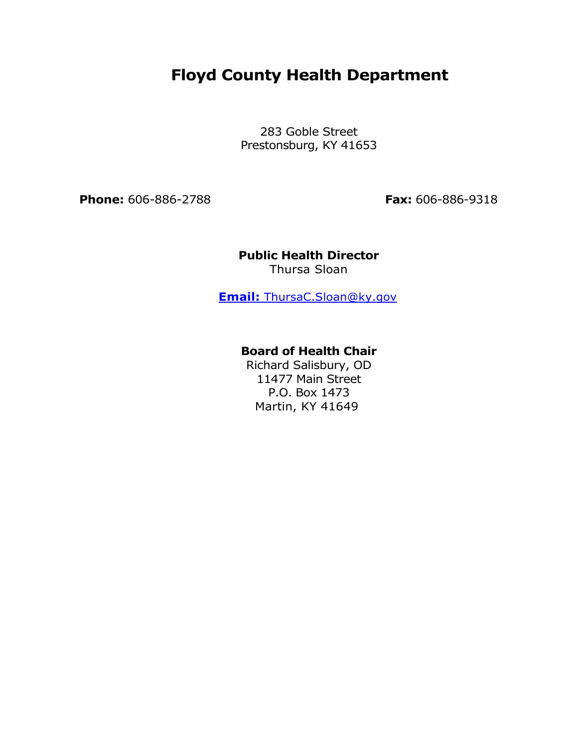# Floyd County Health Department

283 Goble Street
Prestonsburg, KY 41653

**Phone:** 606-886-2788 **Fax:** 606-886-9318

**Public Health Director**
Thursa Sloan

**Email:** ThursaC.Sloan@ky.gov

**Board of Health Chair**
Richard Salisbury, OD
11477 Main Street
P.O. Box 1473
Martin, KY 41649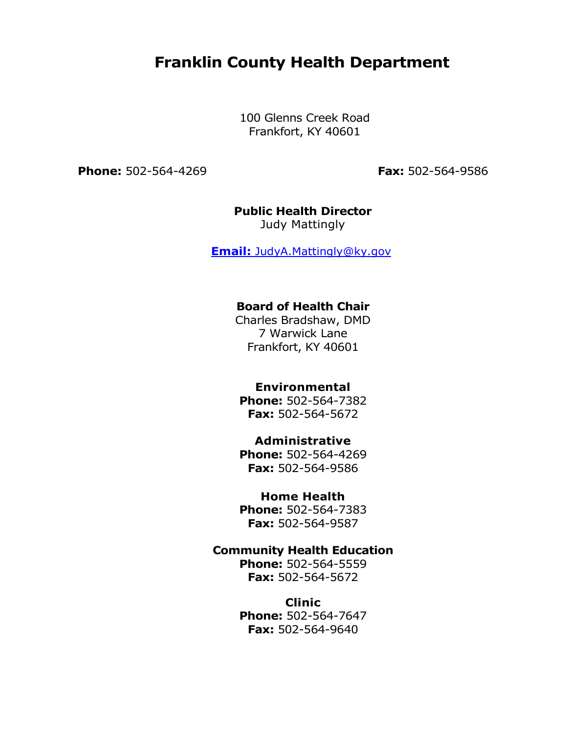# Franklin County Health Department

100 Glenns Creek Road
Frankfort, KY 40601

**Phone:** 502-564-4269 **Fax:** 502-564-9586

**Public Health Director**
Judy Mattingly

**Email:** JudyA.Mattingly@ky.gov

**Board of Health Chair**
Charles Bradshaw, DMD
7 Warwick Lane
Frankfort, KY 40601

**Environmental**
**Phone:** 502-564-7382
**Fax:** 502-564-5672

**Administrative**
**Phone:** 502-564-4269
**Fax:** 502-564-9586

**Home Health**
**Phone:** 502-564-7383
**Fax:** 502-564-9587

**Community Health Education**
**Phone:** 502-564-5559
**Fax:** 502-564-5672

**Clinic**
**Phone:** 502-564-7647
**Fax:** 502-564-9640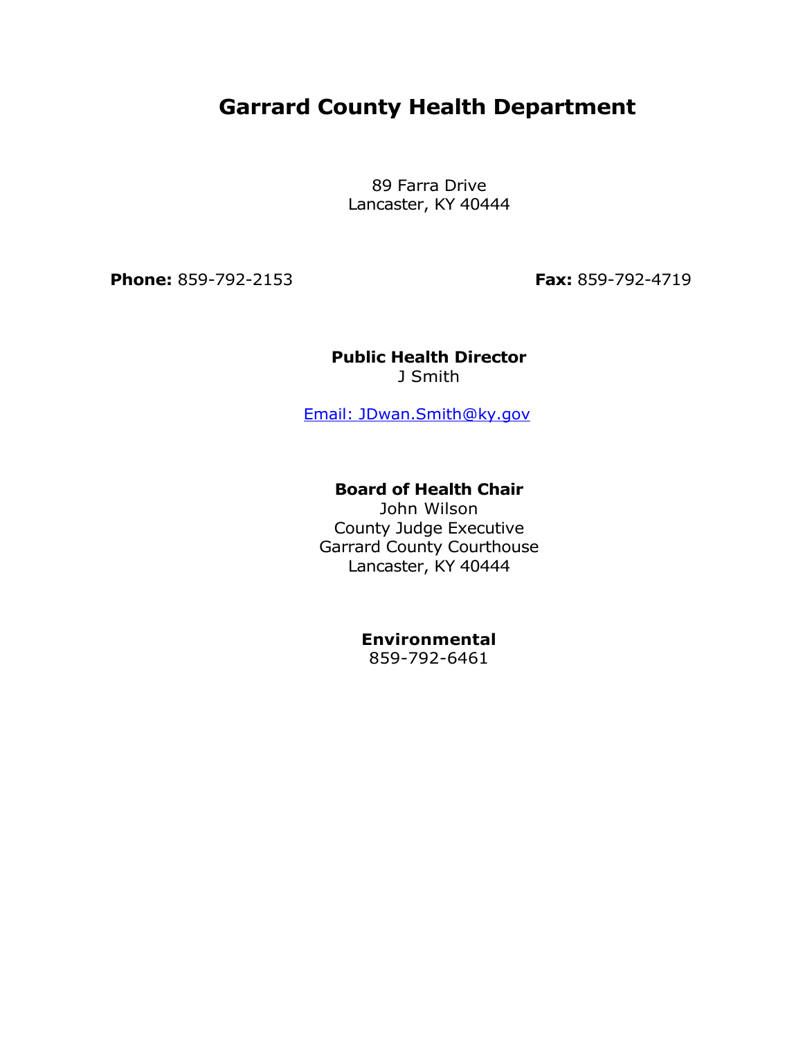# Garrard County Health Department

89 Farra Drive
Lancaster, KY 40444

**Phone:** 859-792-2153 **Fax:** 859-792-4719

**Public Health Director**
J Smith

Email: JDwan.Smith@ky.gov

**Board of Health Chair**
John Wilson
County Judge Executive
Garrard County Courthouse
Lancaster, KY 40444

**Environmental**
859-792-6461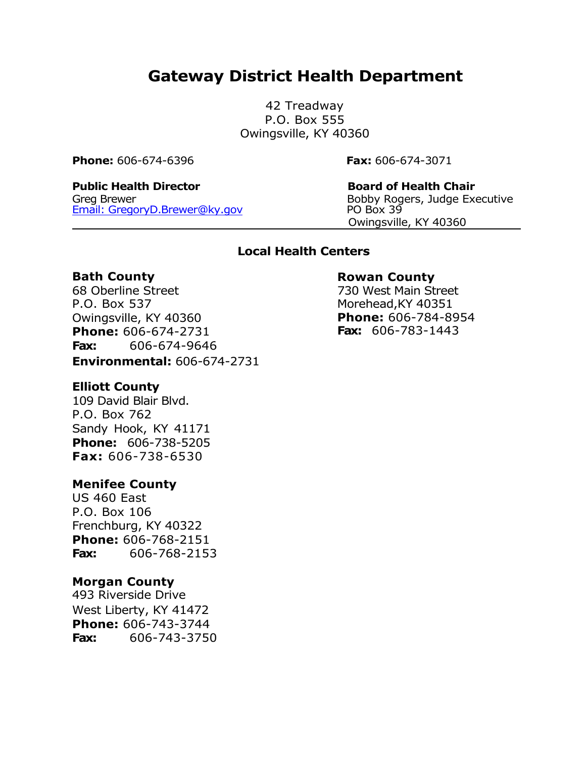# Gateway District Health Department

42 Treadway
P.O. Box 555
Owingsville, KY 40360

**Phone:** 606-674-6396

**Fax:** 606-674-3071

**Public Health Director**
Greg Brewer
Email: GregoryD.Brewer@ky.gov

**Board of Health Chair**
Bobby Rogers, Judge Executive
PO Box 39
Owingsville, KY 40360

---

### Local Health Centers

**Bath County**
68 Oberline Street
P.O. Box 537
Owingsville, KY 40360
**Phone:** 606-674-2731
**Fax:** 606-674-9646
**Environmental:** 606-674-2731

**Elliott County**
109 David Blair Blvd.
P.O. Box 762
Sandy Hook, KY 41171
**Phone:** 606-738-5205
**Fax:** 606-738-6530

**Menifee County**
US 460 East
P.O. Box 106
Frenchburg, KY 40322
**Phone:** 606-768-2151
**Fax:** 606-768-2153

**Morgan County**
493 Riverside Drive
West Liberty, KY 41472
**Phone:** 606-743-3744
**Fax:** 606-743-3750

**Rowan County**
730 West Main Street
Morehead,KY 40351
**Phone:** 606-784-8954
**Fax:** 606-783-1443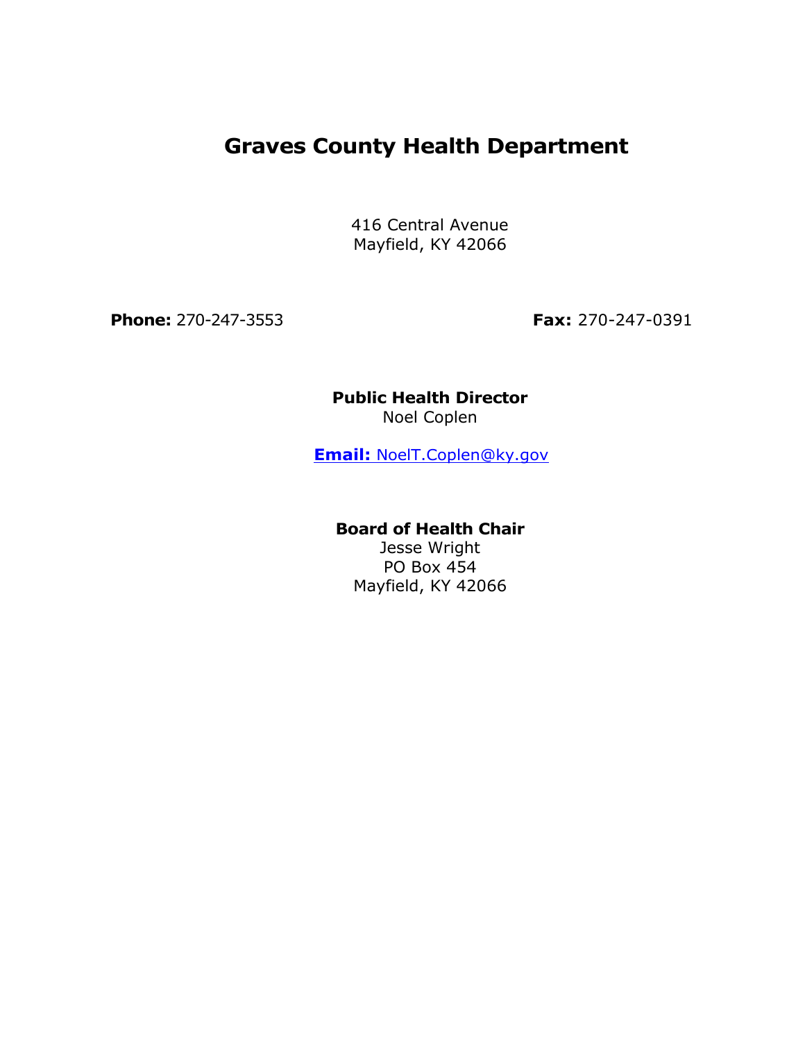# Graves County Health Department

416 Central Avenue
Mayfield, KY 42066

**Phone:** 270-247-3553 **Fax:** 270-247-0391

**Public Health Director**
Noel Coplen

**Email:** NoelT.Coplen@ky.gov

**Board of Health Chair**
Jesse Wright
PO Box 454
Mayfield, KY 42066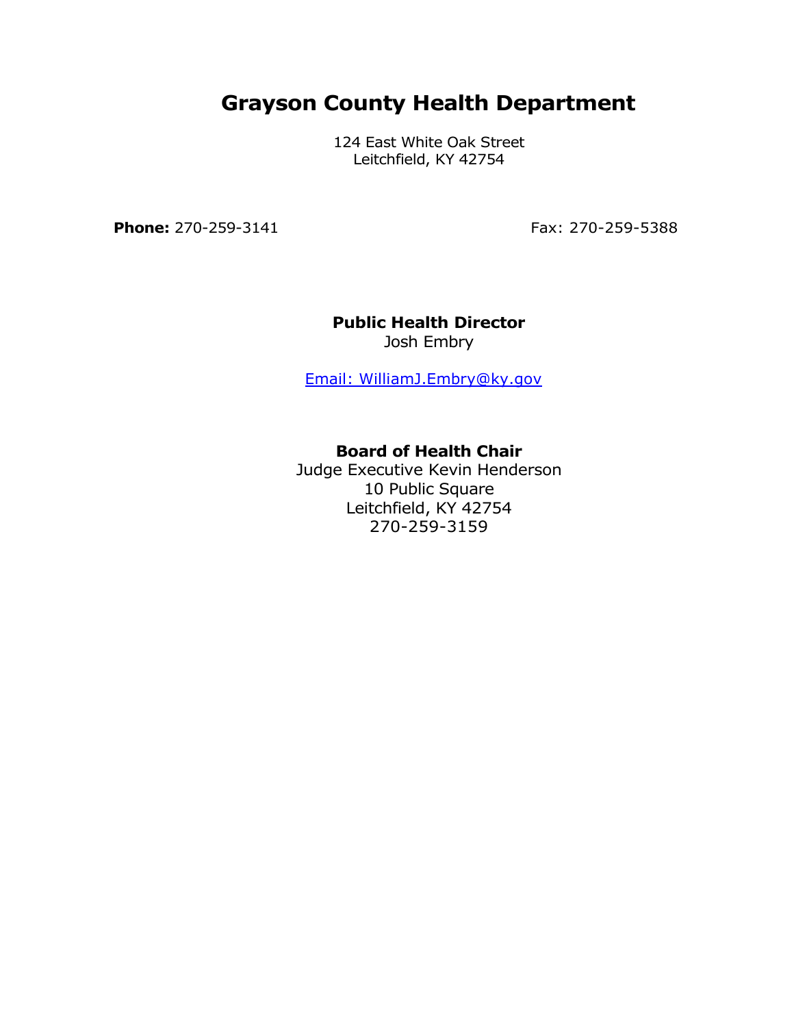# Grayson County Health Department

124 East White Oak Street
Leitchfield, KY 42754

**Phone:** 270-259-3141 Fax: 270-259-5388

**Public Health Director**
Josh Embry

Email: WilliamJ.Embry@ky.gov

**Board of Health Chair**
Judge Executive Kevin Henderson
10 Public Square
Leitchfield, KY 42754
270-259-3159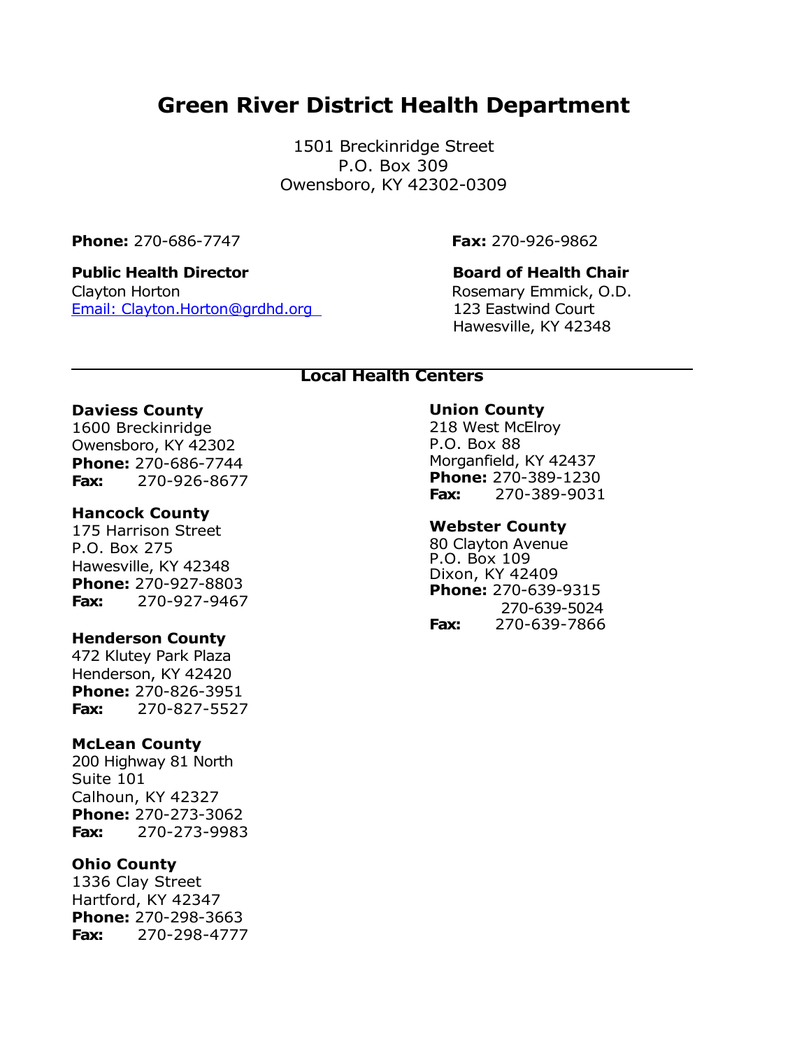# Green River District Health Department

1501 Breckinridge Street
P.O. Box 309
Owensboro, KY 42302-0309

**Phone:** 270-686-7747

**Fax:** 270-926-9862

**Public Health Director**
Clayton Horton
Email: Clayton.Horton@grdhd.org

**Board of Health Chair**
Rosemary Emmick, O.D.
123 Eastwind Court
Hawesville, KY 42348

---

## Local Health Centers

**Daviess County**
1600 Breckinridge
Owensboro, KY 42302
**Phone:** 270-686-7744
**Fax:** 270-926-8677

**Hancock County**
175 Harrison Street
P.O. Box 275
Hawesville, KY 42348
**Phone:** 270-927-8803
**Fax:** 270-927-9467

**Henderson County**
472 Klutey Park Plaza
Henderson, KY 42420
**Phone:** 270-826-3951
**Fax:** 270-827-5527

**McLean County**
200 Highway 81 North
Suite 101
Calhoun, KY 42327
**Phone:** 270-273-3062
**Fax:** 270-273-9983

**Ohio County**
1336 Clay Street
Hartford, KY 42347
**Phone:** 270-298-3663
**Fax:** 270-298-4777

**Union County**
218 West McElroy
P.O. Box 88
Morganfield, KY 42437
**Phone:** 270-389-1230
**Fax:** 270-389-9031

**Webster County**
80 Clayton Avenue
P.O. Box 109
Dixon, KY 42409
**Phone:** 270-639-9315
270-639-5024
**Fax:** 270-639-7866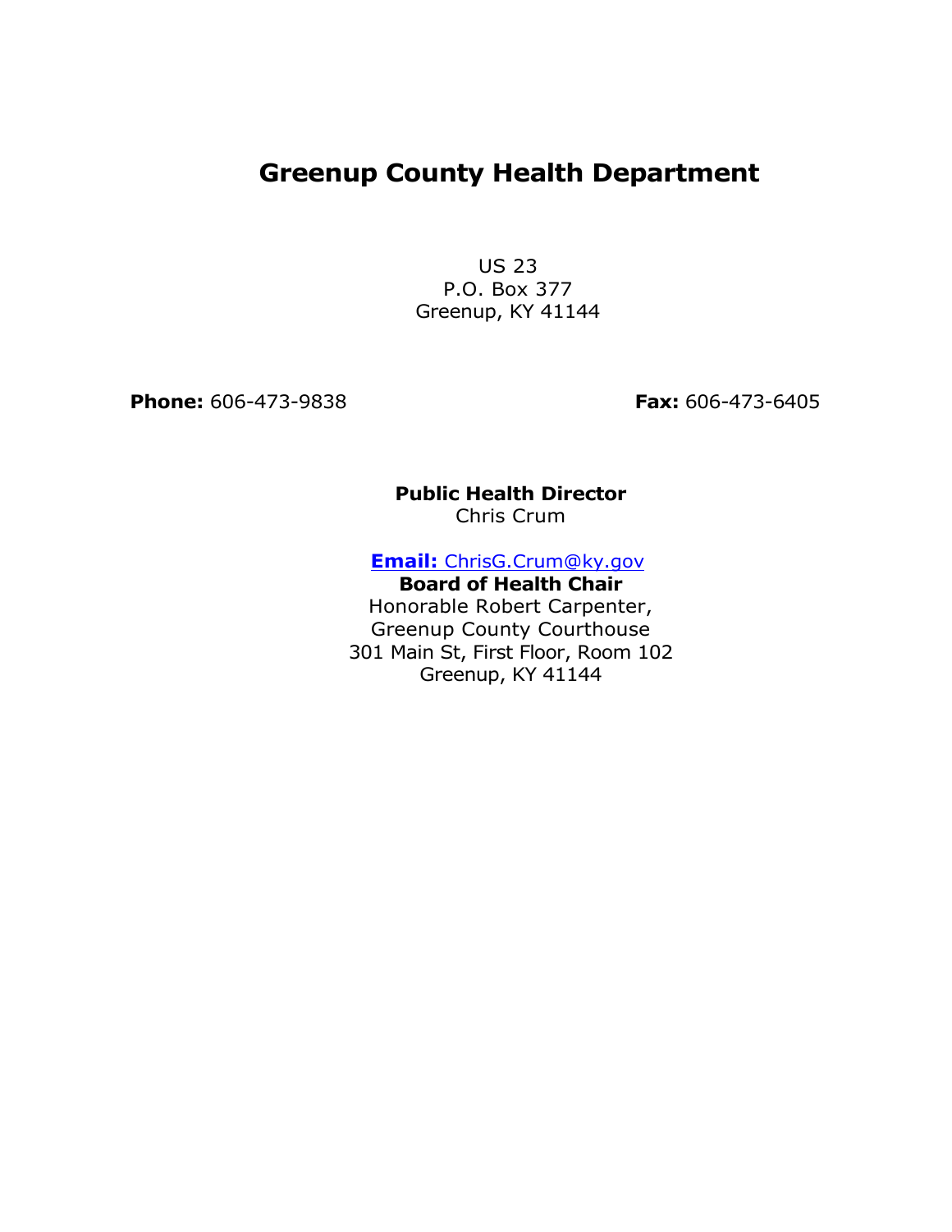# Greenup County Health Department

US 23
P.O. Box 377
Greenup, KY 41144

**Phone:** 606-473-9838

**Fax:** 606-473-6405

**Public Health Director**
Chris Crum

**Email:** ChrisG.Crum@ky.gov

**Board of Health Chair**
Honorable Robert Carpenter,
Greenup County Courthouse
301 Main St, First Floor, Room 102
Greenup, KY 41144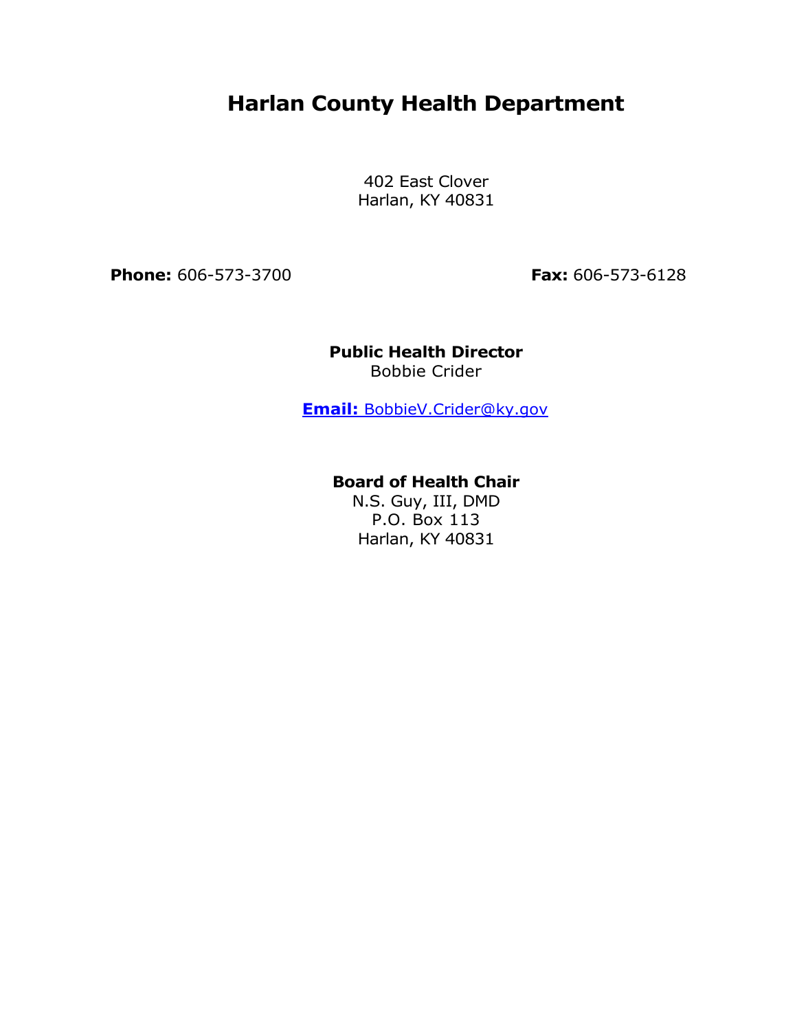# Harlan County Health Department

402 East Clover
Harlan, KY 40831

**Phone:** 606-573-3700

**Fax:** 606-573-6128

**Public Health Director**
Bobbie Crider

**Email:** BobbieV.Crider@ky.gov

**Board of Health Chair**
N.S. Guy, III, DMD
P.O. Box 113
Harlan, KY 40831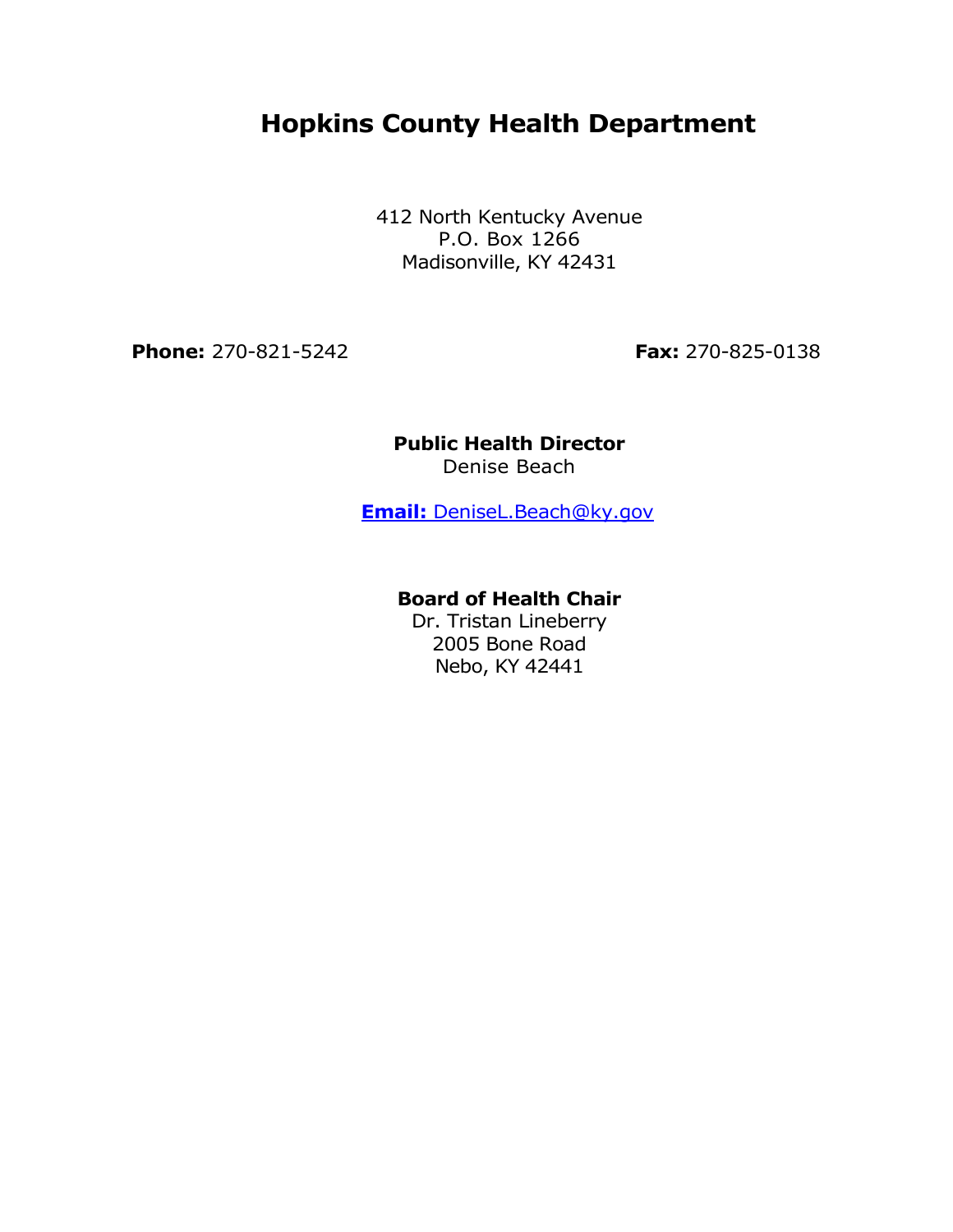# Hopkins County Health Department

412 North Kentucky Avenue
P.O. Box 1266
Madisonville, KY 42431

**Phone:** 270-821-5242 **Fax:** 270-825-0138

**Public Health Director**
Denise Beach

**Email:** DeniseL.Beach@ky.gov

**Board of Health Chair**
Dr. Tristan Lineberry
2005 Bone Road
Nebo, KY 42441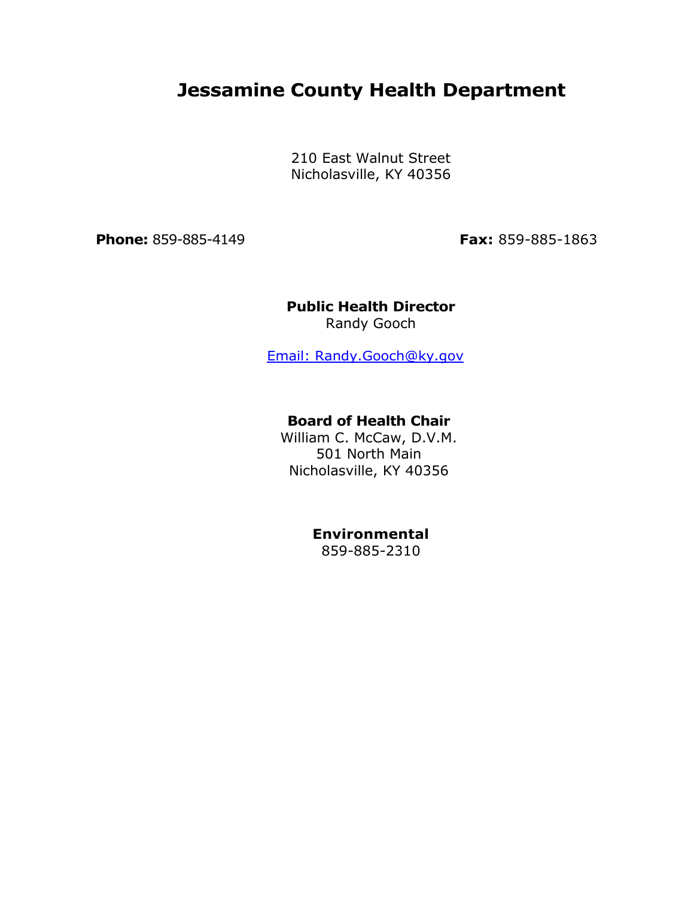# Jessamine County Health Department

210 East Walnut Street
Nicholasville, KY 40356

**Phone:** 859-885-4149 **Fax:** 859-885-1863

**Public Health Director**
Randy Gooch

Email: Randy.Gooch@ky.gov

**Board of Health Chair**
William C. McCaw, D.V.M.
501 North Main
Nicholasville, KY 40356

**Environmental**
859-885-2310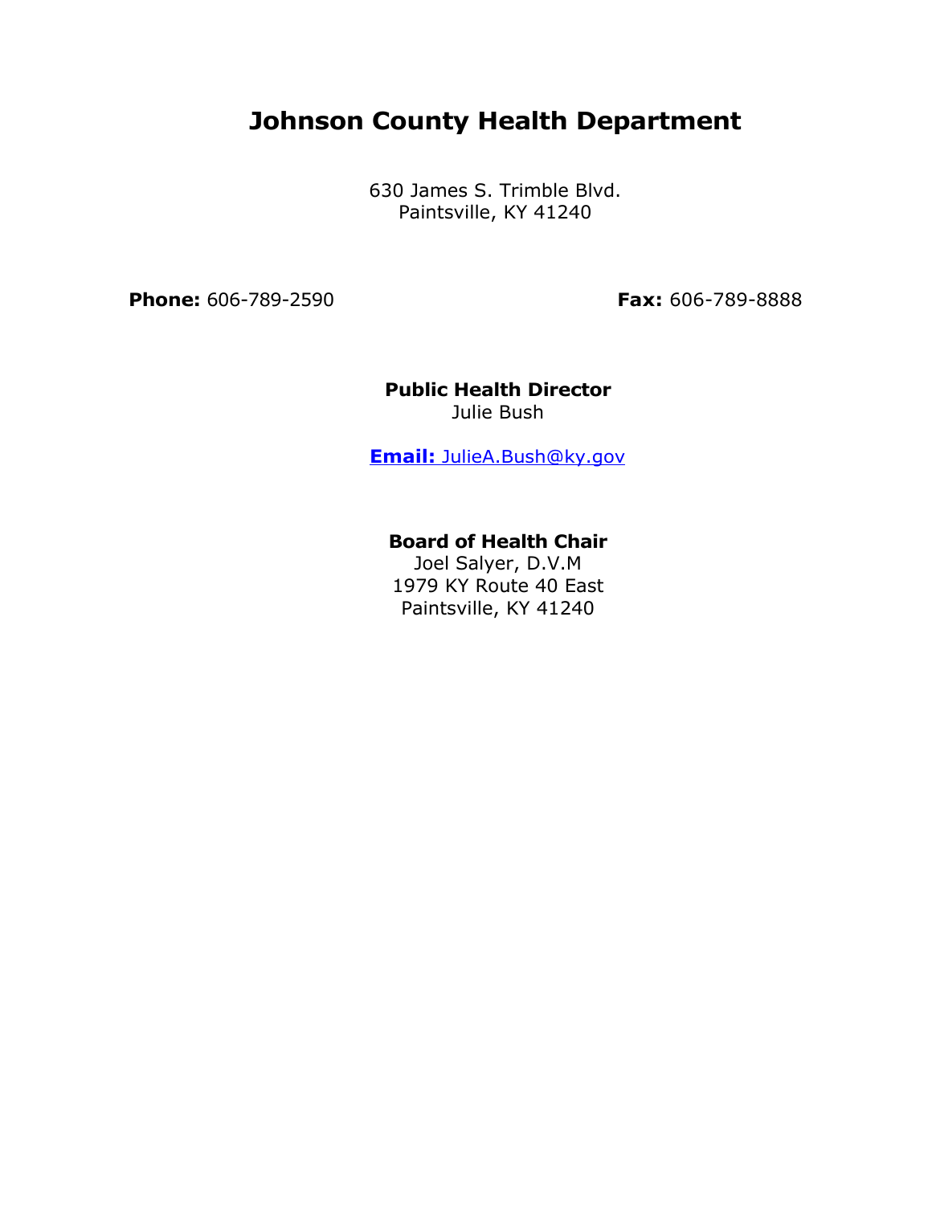# Johnson County Health Department

630 James S. Trimble Blvd.
Paintsville, KY 41240

**Phone:** 606-789-2590 **Fax:** 606-789-8888

**Public Health Director**
Julie Bush

**Email:** JulieA.Bush@ky.gov

**Board of Health Chair**
Joel Salyer, D.V.M
1979 KY Route 40 East
Paintsville, KY 41240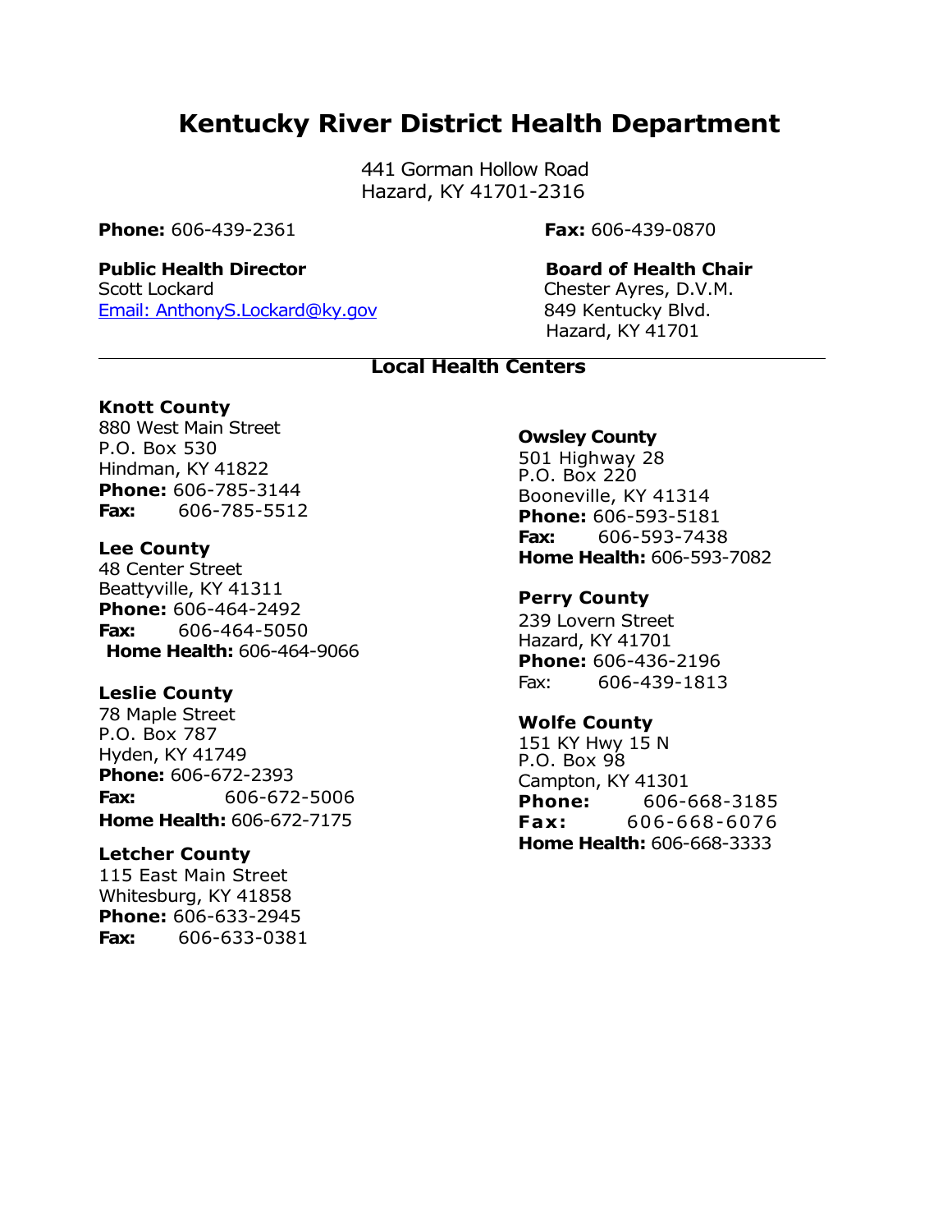# Kentucky River District Health Department

441 Gorman Hollow Road
Hazard, KY 41701-2316

**Phone:** 606-439-2361

**Fax:** 606-439-0870

**Public Health Director**
Scott Lockard
Email: AnthonyS.Lockard@ky.gov

**Board of Health Chair**
Chester Ayres, D.V.M.
849 Kentucky Blvd.
Hazard, KY 41701

## Local Health Centers

**Knott County**
880 West Main Street
P.O. Box 530
Hindman, KY 41822
**Phone:** 606-785-3144
**Fax:** 606-785-5512

**Lee County**
48 Center Street
Beattyville, KY 41311
**Phone:** 606-464-2492
**Fax:** 606-464-5050
**Home Health:** 606-464-9066

**Leslie County**
78 Maple Street
P.O. Box 787
Hyden, KY 41749
**Phone:** 606-672-2393
**Fax:** 606-672-5006
**Home Health:** 606-672-7175

**Letcher County**
115 East Main Street
Whitesburg, KY 41858
**Phone:** 606-633-2945
**Fax:** 606-633-0381

**Owsley County**
501 Highway 28
P.O. Box 220
Booneville, KY 41314
**Phone:** 606-593-5181
**Fax:** 606-593-7438
**Home Health:** 606-593-7082

**Perry County**
239 Lovern Street
Hazard, KY 41701
**Phone:** 606-436-2196
Fax: 606-439-1813

**Wolfe County**
151 KY Hwy 15 N
P.O. Box 98
Campton, KY 41301
**Phone:** 606-668-3185
**Fax:** 606-668-6076
**Home Health:** 606-668-3333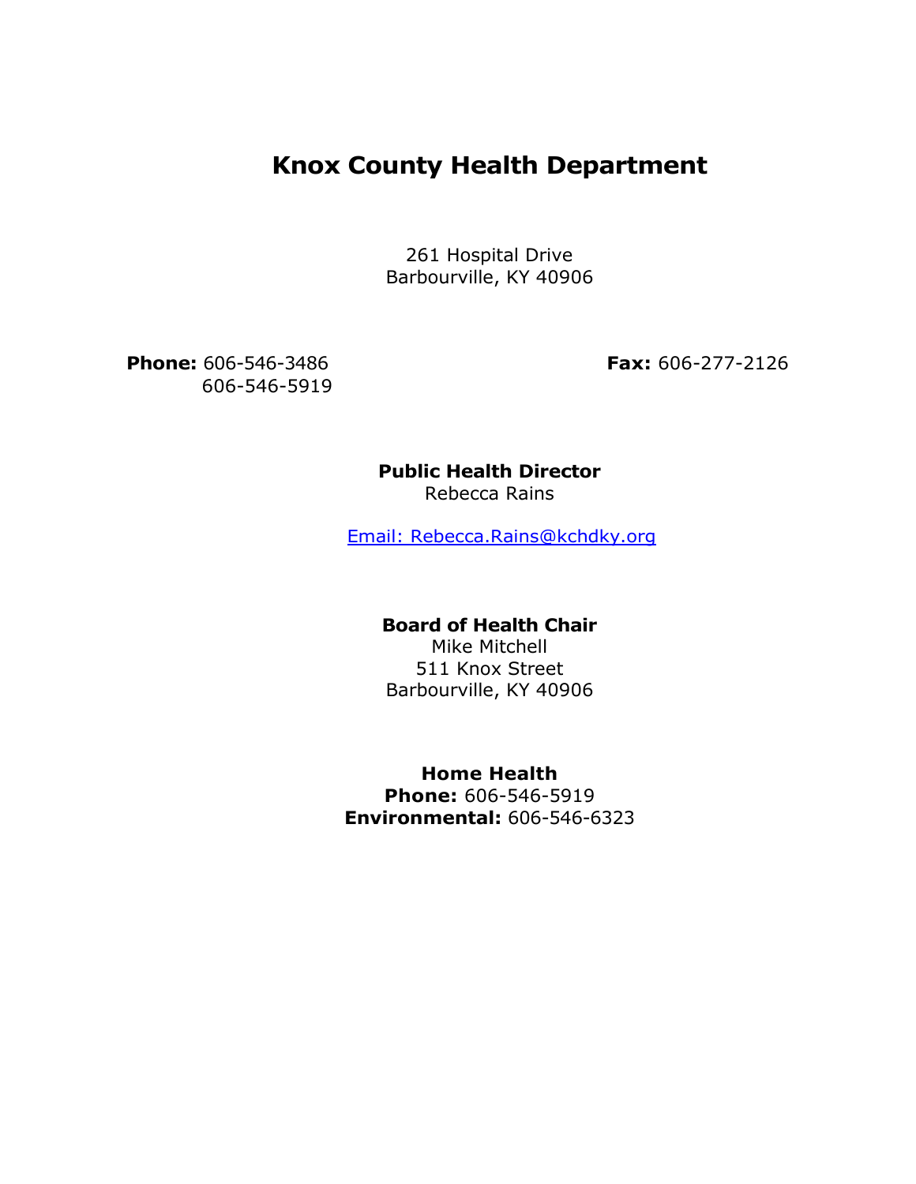# Knox County Health Department

261 Hospital Drive
Barbourville, KY 40906

**Phone:** 606-546-3486
606-546-5919

**Fax:** 606-277-2126

**Public Health Director**
Rebecca Rains

[Email: Rebecca.Rains@kchdky.org](mailto:Rebecca.Rains@kchdky.org)

**Board of Health Chair**
Mike Mitchell
511 Knox Street
Barbourville, KY 40906

**Home Health**
**Phone:** 606-546-5919
**Environmental:** 606-546-6323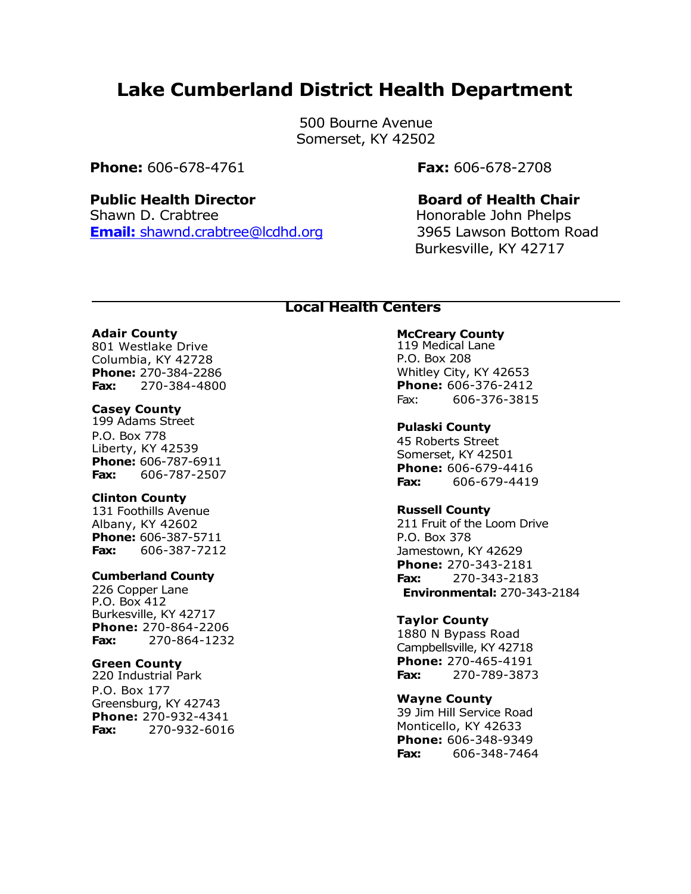# Lake Cumberland District Health Department

500 Bourne Avenue
Somerset, KY 42502

**Phone:** 606-678-4761 **Fax:** 606-678-2708

**Public Health Director**
Shawn D. Crabtree
**Email:** shawnd.crabtree@lcdhd.org

**Board of Health Chair**
Honorable John Phelps
3965 Lawson Bottom Road
Burkesville, KY 42717

## Local Health Centers

**Adair County**
801 Westlake Drive
Columbia, KY 42728
**Phone:** 270-384-2286
**Fax:** 270-384-4800

**Casey County**
199 Adams Street
P.O. Box 778
Liberty, KY 42539
**Phone:** 606-787-6911
**Fax:** 606-787-2507

**Clinton County**
131 Foothills Avenue
Albany, KY 42602
**Phone:** 606-387-5711
**Fax:** 606-387-7212

**Cumberland County**
226 Copper Lane
P.O. Box 412
Burkesville, KY 42717
**Phone:** 270-864-2206
**Fax:** 270-864-1232

**Green County**
220 Industrial Park
P.O. Box 177
Greensburg, KY 42743
**Phone:** 270-932-4341
**Fax:** 270-932-6016

**McCreary County**
119 Medical Lane
P.O. Box 208
Whitley City, KY 42653
**Phone:** 606-376-2412
Fax: 606-376-3815

**Pulaski County**
45 Roberts Street
Somerset, KY 42501
**Phone:** 606-679-4416
**Fax:** 606-679-4419

**Russell County**
211 Fruit of the Loom Drive
P.O. Box 378
Jamestown, KY 42629
**Phone:** 270-343-2181
**Fax:** 270-343-2183
**Environmental:** 270-343-2184

**Taylor County**
1880 N Bypass Road
Campbellsville, KY 42718
**Phone:** 270-465-4191
**Fax:** 270-789-3873

**Wayne County**
39 Jim Hill Service Road
Monticello, KY 42633
**Phone:** 606-348-9349
**Fax:** 606-348-7464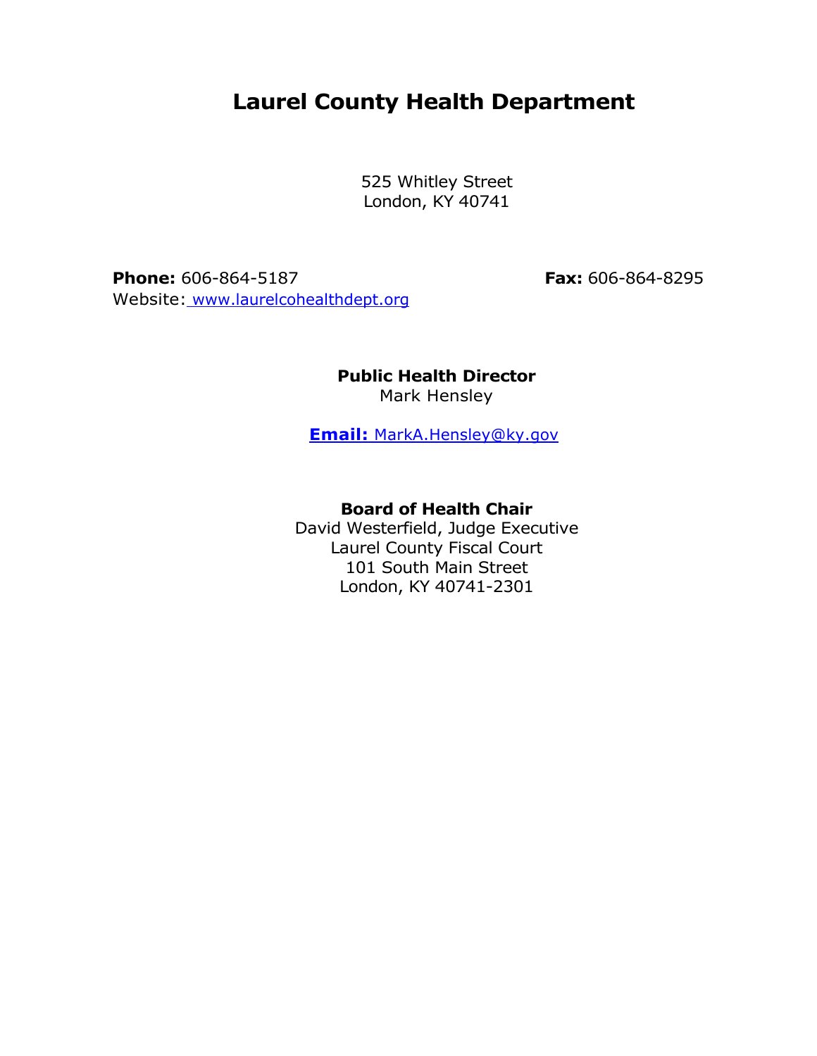# Laurel County Health Department

525 Whitley Street
London, KY 40741

**Phone:** 606-864-5187 **Fax:** 606-864-8295
Website: [www.laurelcohealthdept.org](http://www.laurelcohealthdept.org)

**Public Health Director**
Mark Hensley

**Email:** MarkA.Hensley@ky.gov

**Board of Health Chair**
David Westerfield, Judge Executive
Laurel County Fiscal Court
101 South Main Street
London, KY 40741-2301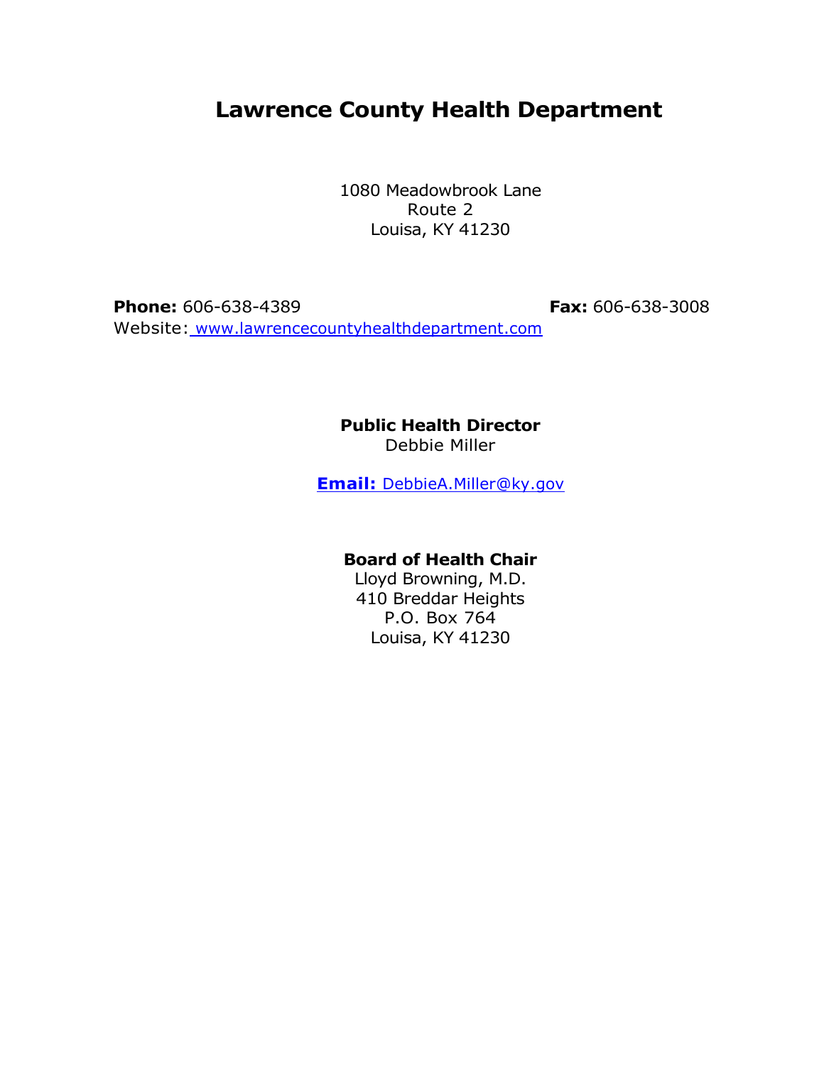# Lawrence County Health Department

1080 Meadowbrook Lane
Route 2
Louisa, KY 41230

**Phone:** 606-638-4389 **Fax:** 606-638-3008
Website: www.lawrencecountyhealthdepartment.com

**Public Health Director**
Debbie Miller

**Email:** DebbieA.Miller@ky.gov

**Board of Health Chair**
Lloyd Browning, M.D.
410 Breddar Heights
P.O. Box 764
Louisa, KY 41230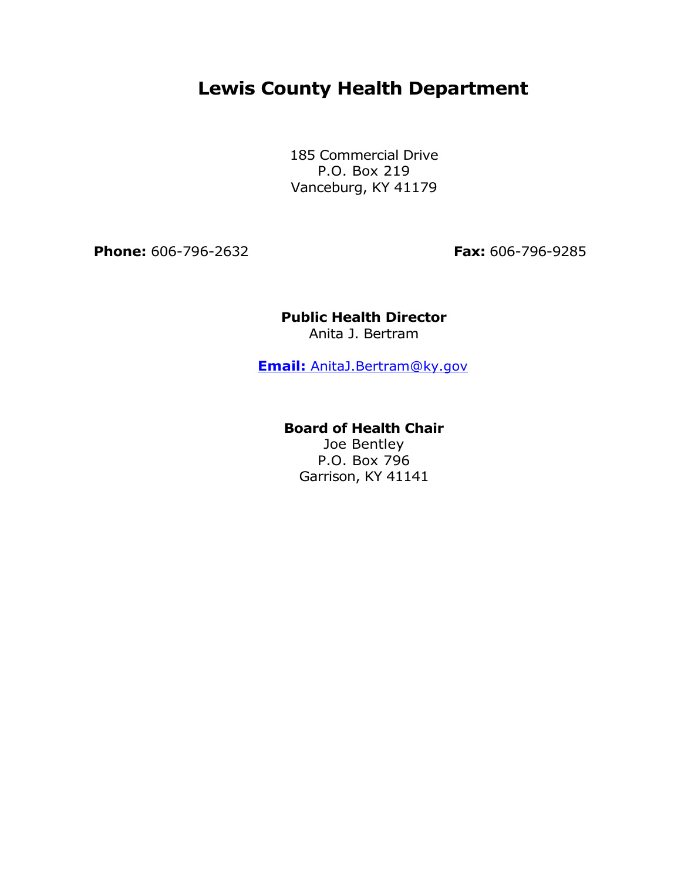# Lewis County Health Department

185 Commercial Drive
P.O. Box 219
Vanceburg, KY 41179

**Phone:** 606-796-2632 **Fax:** 606-796-9285

**Public Health Director**
Anita J. Bertram

**Email:** AnitaJ.Bertram@ky.gov

**Board of Health Chair**
Joe Bentley
P.O. Box 796
Garrison, KY 41141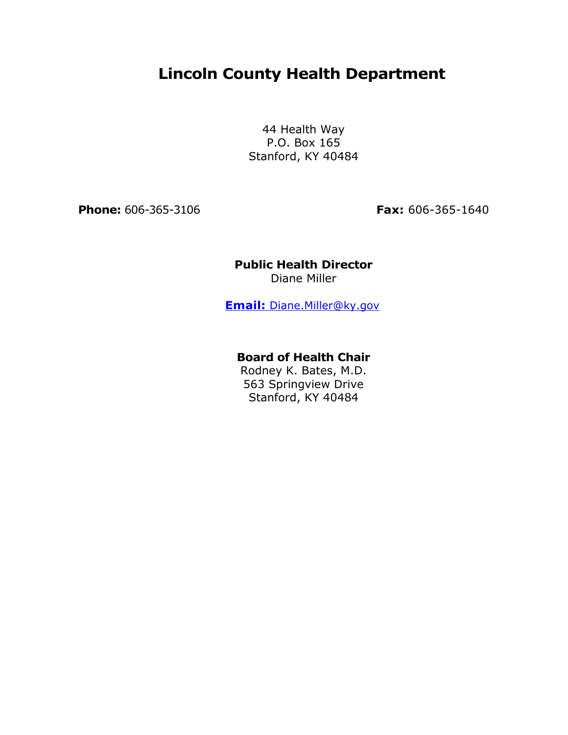# Lincoln County Health Department

44 Health Way
P.O. Box 165
Stanford, KY 40484

**Phone:** 606-365-3106 **Fax:** 606-365-1640

**Public Health Director**
Diane Miller

**Email:** Diane.Miller@ky.gov

**Board of Health Chair**
Rodney K. Bates, M.D.
563 Springview Drive
Stanford, KY 40484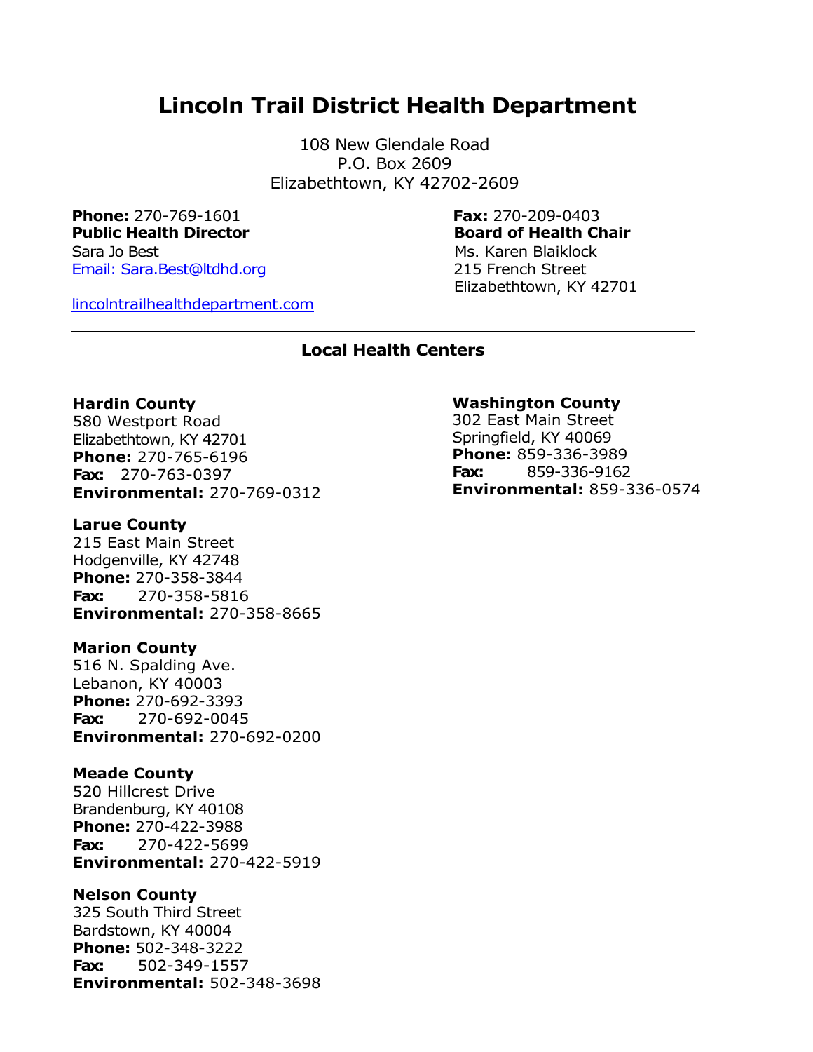# Lincoln Trail District Health Department

108 New Glendale Road
P.O. Box 2609
Elizabethtown, KY 42702-2609

**Phone:** 270-769-1601

**Fax:** 270-209-0403

**Public Health Director**
Sara Jo Best
Email: Sara.Best@ltdhd.org

**Board of Health Chair**
Ms. Karen Blaiklock
215 French Street
Elizabethtown, KY 42701

lincolntrailhealthdepartment.com

---

### Local Health Centers

**Hardin County**
580 Westport Road
Elizabethtown, KY 42701
**Phone:** 270-765-6196
**Fax:** 270-763-0397
**Environmental:** 270-769-0312

**Larue County**
215 East Main Street
Hodgenville, KY 42748
**Phone:** 270-358-3844
**Fax:** 270-358-5816
**Environmental:** 270-358-8665

**Marion County**
516 N. Spalding Ave.
Lebanon, KY 40003
**Phone:** 270-692-3393
**Fax:** 270-692-0045
**Environmental:** 270-692-0200

**Meade County**
520 Hillcrest Drive
Brandenburg, KY 40108
**Phone:** 270-422-3988
**Fax:** 270-422-5699
**Environmental:** 270-422-5919

**Nelson County**
325 South Third Street
Bardstown, KY 40004
**Phone:** 502-348-3222
**Fax:** 502-349-1557
**Environmental:** 502-348-3698

**Washington County**
302 East Main Street
Springfield, KY 40069
**Phone:** 859-336-3989
**Fax:** 859-336-9162
**Environmental:** 859-336-0574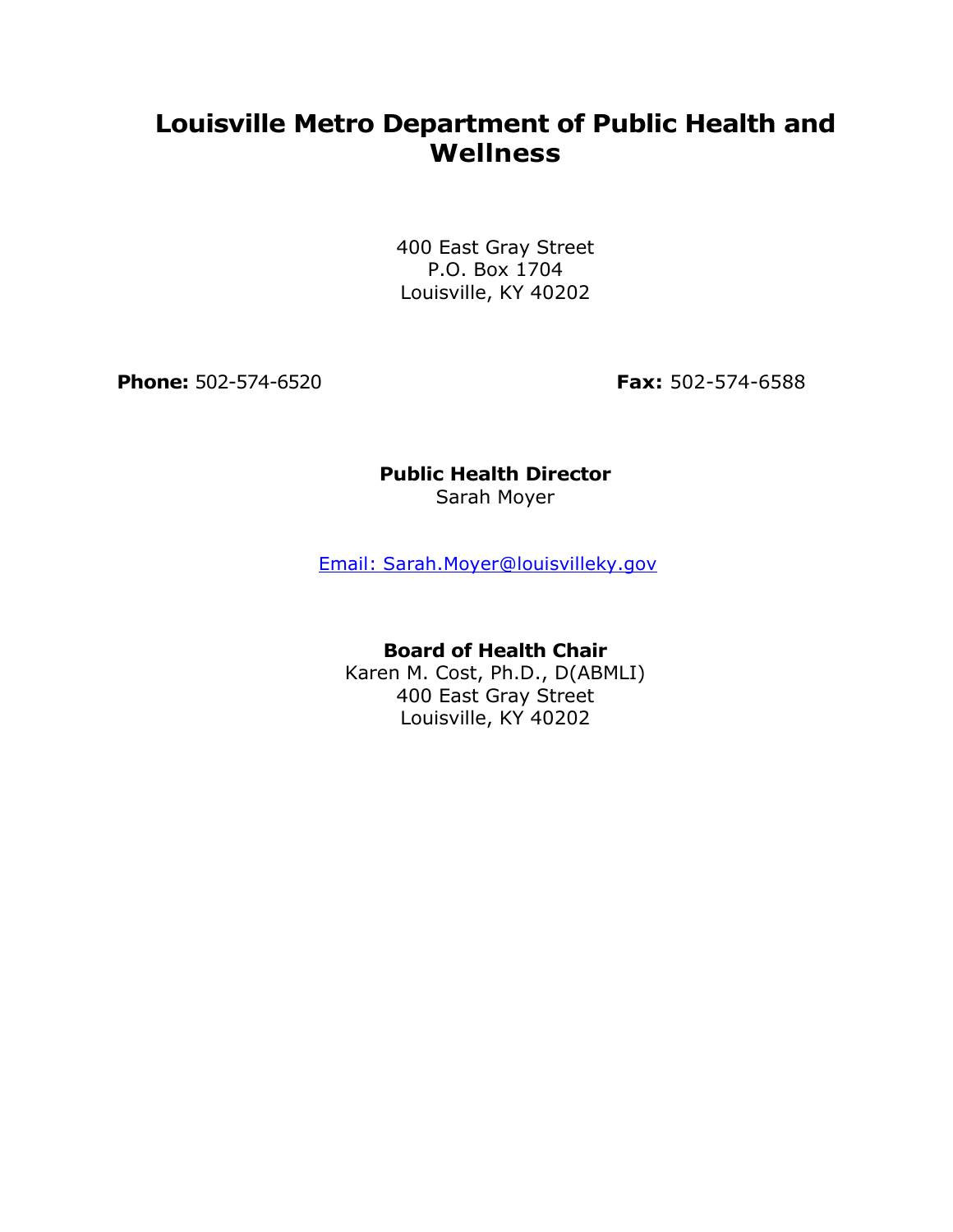# Louisville Metro Department of Public Health and Wellness

400 East Gray Street
P.O. Box 1704
Louisville, KY 40202

**Phone:** 502-574-6520 **Fax:** 502-574-6588

**Public Health Director**
Sarah Moyer

Email: Sarah.Moyer@louisvilleky.gov

**Board of Health Chair**
Karen M. Cost, Ph.D., D(ABMLI)
400 East Gray Street
Louisville, KY 40202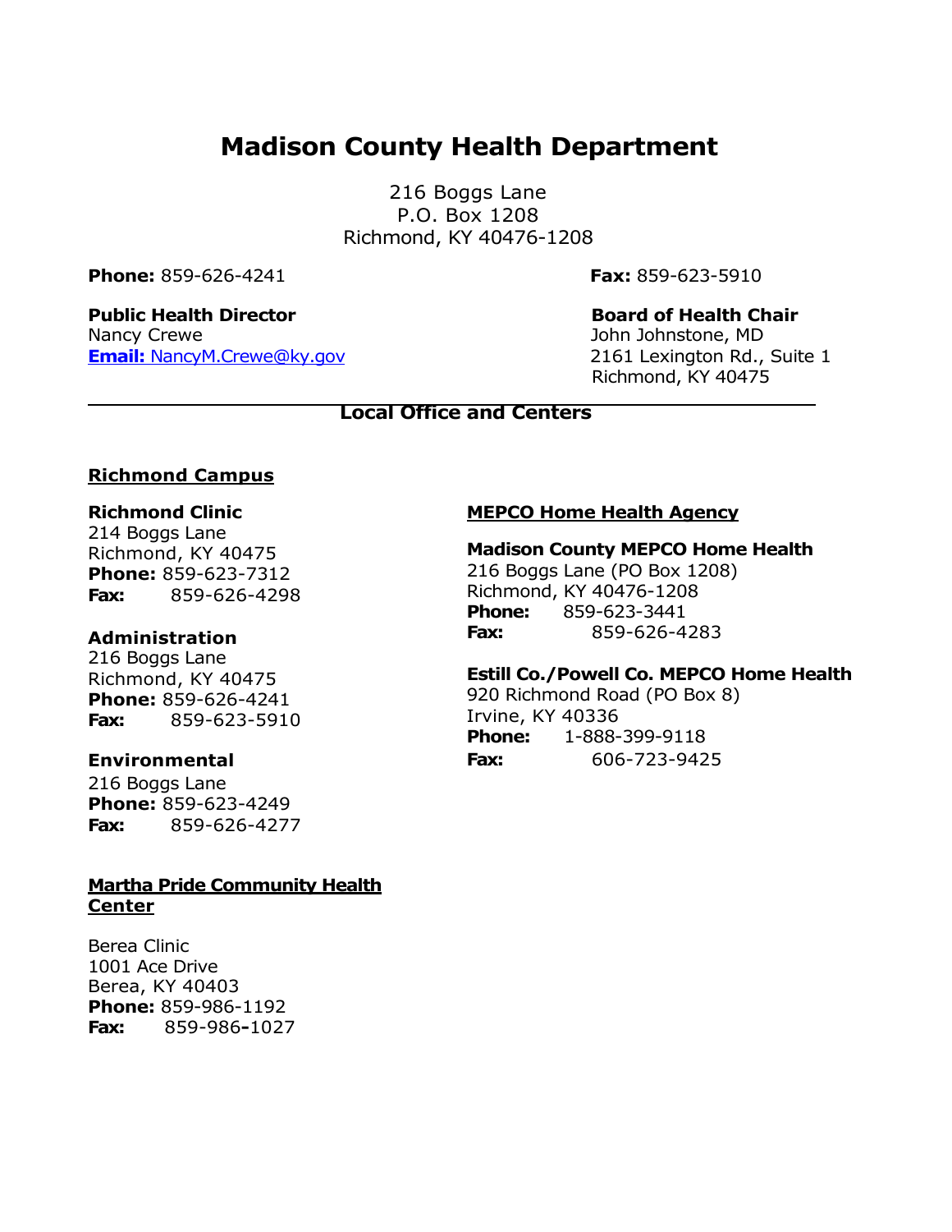# Madison County Health Department

216 Boggs Lane
P.O. Box 1208
Richmond, KY 40476-1208

**Phone:** 859-626-4241

**Fax:** 859-623-5910

**Public Health Director**
Nancy Crewe
**Email:** NancyM.Crewe@ky.gov

**Board of Health Chair**
John Johnstone, MD
2161 Lexington Rd., Suite 1
Richmond, KY 40475

## Local Office and Centers

### Richmond Campus

**Richmond Clinic**
214 Boggs Lane
Richmond, KY 40475
**Phone:** 859-623-7312
**Fax:** 859-626-4298

**Administration**
216 Boggs Lane
Richmond, KY 40475
**Phone:** 859-626-4241
**Fax:** 859-623-5910

**Environmental**
216 Boggs Lane
**Phone:** 859-623-4249
**Fax:** 859-626-4277

### Martha Pride Community Health Center

Berea Clinic
1001 Ace Drive
Berea, KY 40403
**Phone:** 859-986-1192
**Fax:** 859-986-1027

### MEPCO Home Health Agency

**Madison County MEPCO Home Health**
216 Boggs Lane (PO Box 1208)
Richmond, KY 40476-1208
**Phone:** 859-623-3441
**Fax:** 859-626-4283

**Estill Co./Powell Co. MEPCO Home Health**
920 Richmond Road (PO Box 8)
Irvine, KY 40336
**Phone:** 1-888-399-9118
**Fax:** 606-723-9425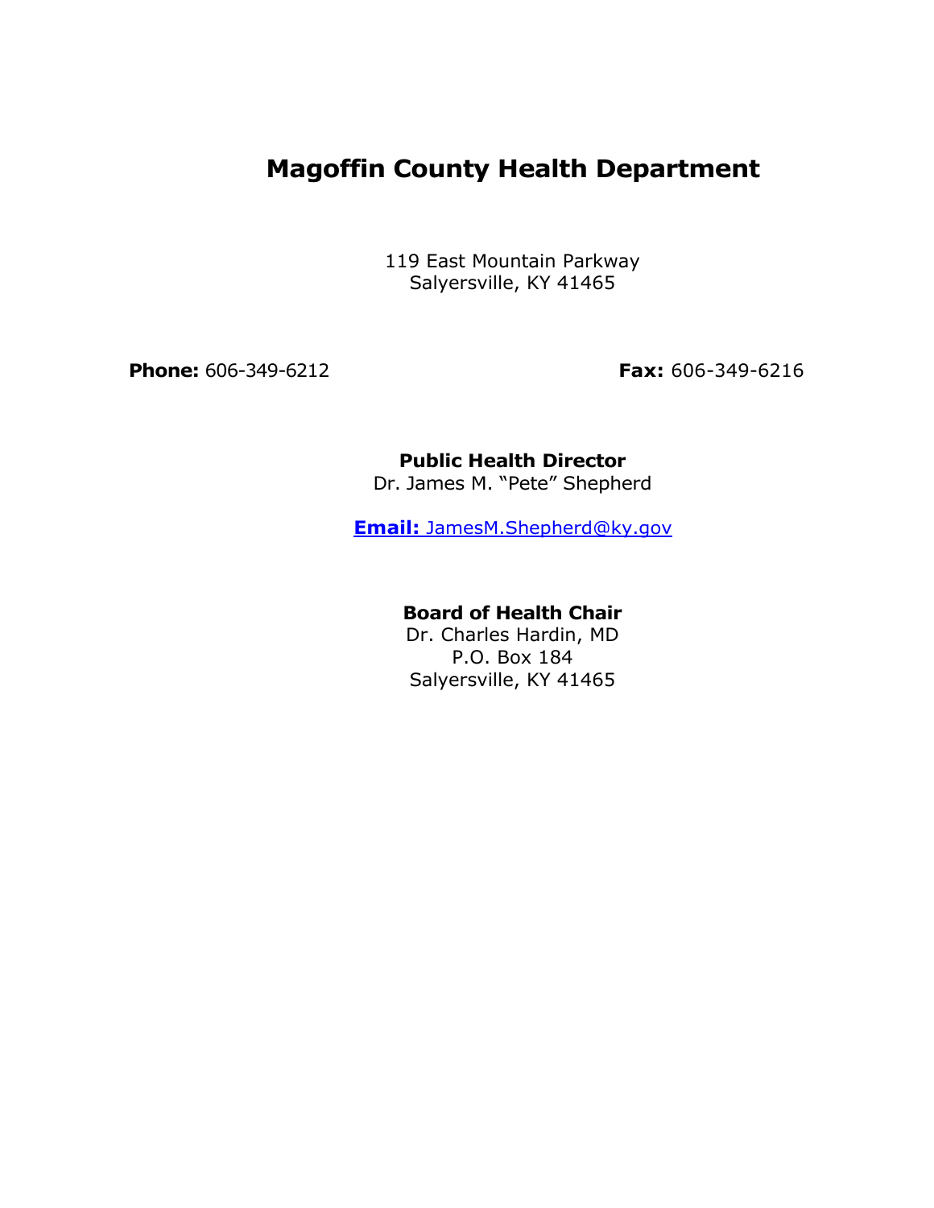# Magoffin County Health Department

119 East Mountain Parkway
Salyersville, KY 41465

**Phone:** 606-349-6212 **Fax:** 606-349-6216

**Public Health Director**
Dr. James M. "Pete" Shepherd

**Email:** JamesM.Shepherd@ky.gov

**Board of Health Chair**
Dr. Charles Hardin, MD
P.O. Box 184
Salyersville, KY 41465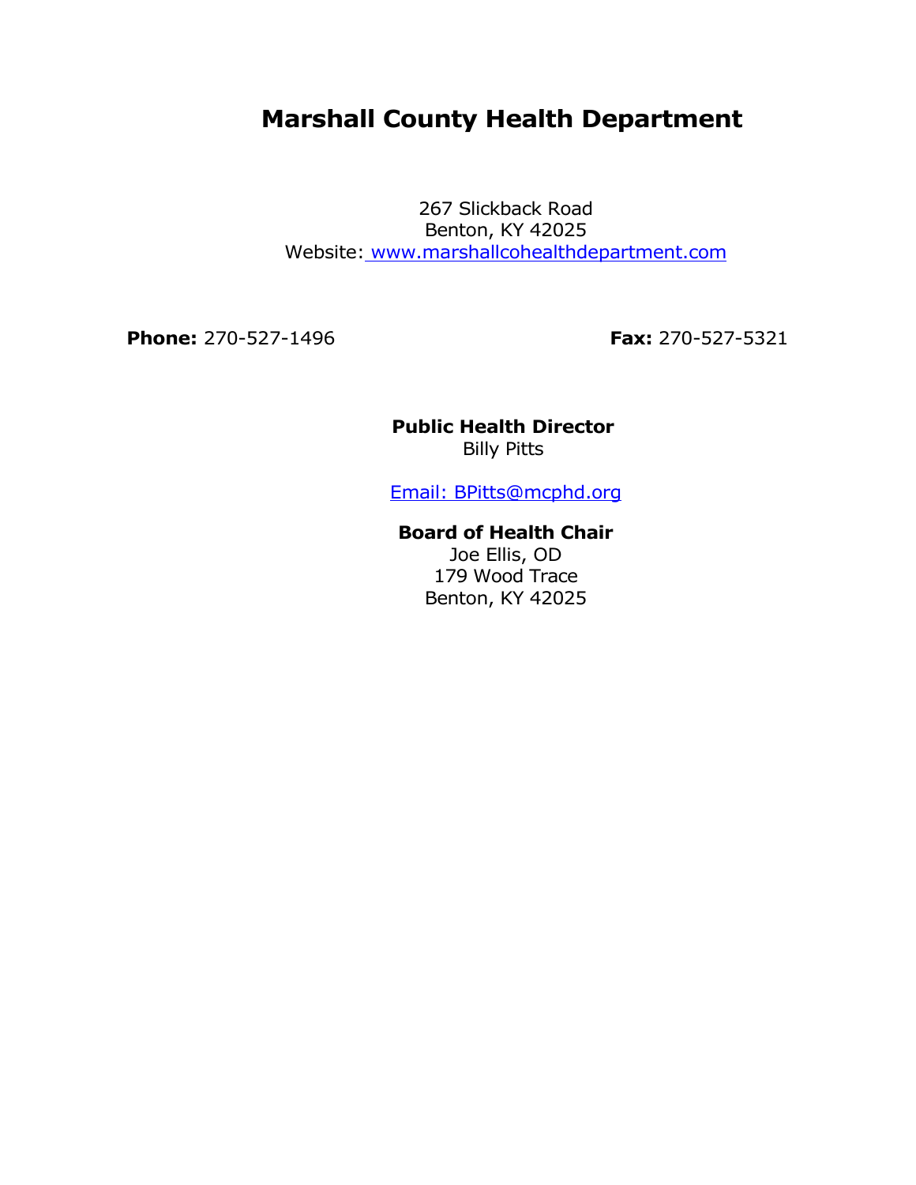# Marshall County Health Department

267 Slickback Road
Benton, KY 42025
Website: www.marshallcohealthdepartment.com

**Phone:** 270-527-1496

**Fax:** 270-527-5321

**Public Health Director**
Billy Pitts

Email: BPitts@mcphd.org

**Board of Health Chair**
Joe Ellis, OD
179 Wood Trace
Benton, KY 42025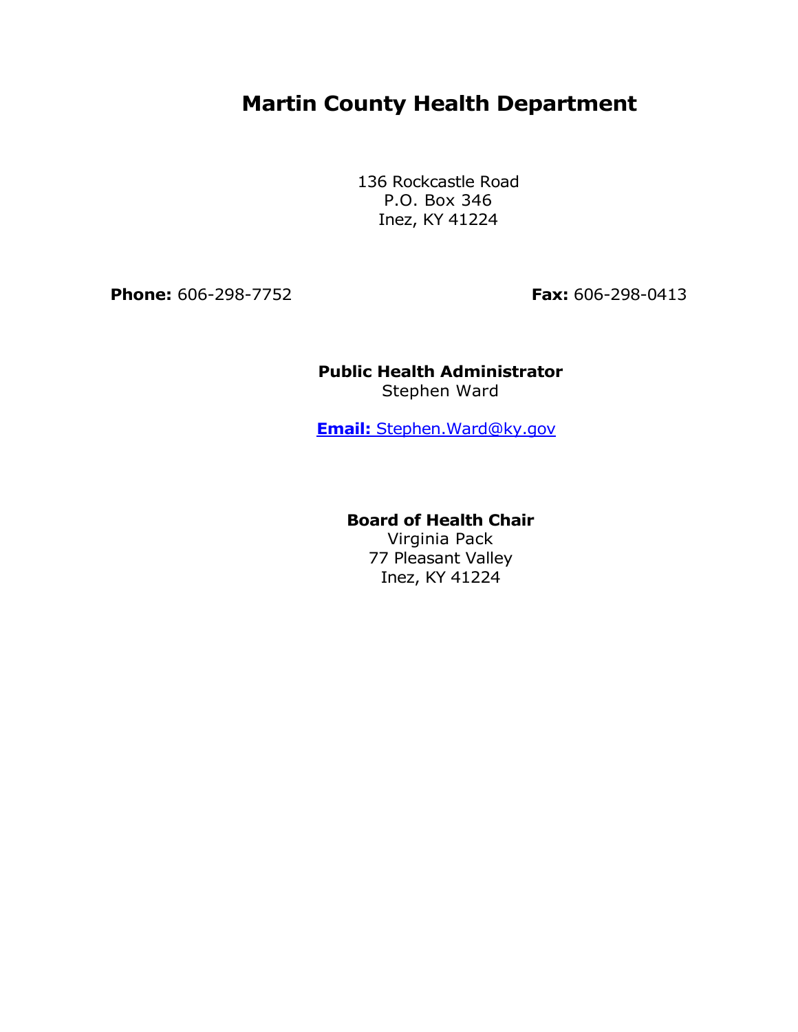# Martin County Health Department

136 Rockcastle Road
P.O. Box 346
Inez, KY 41224

**Phone:** 606-298-7752 **Fax:** 606-298-0413

**Public Health Administrator**
Stephen Ward

**Email:** Stephen.Ward@ky.gov

**Board of Health Chair**
Virginia Pack
77 Pleasant Valley
Inez, KY 41224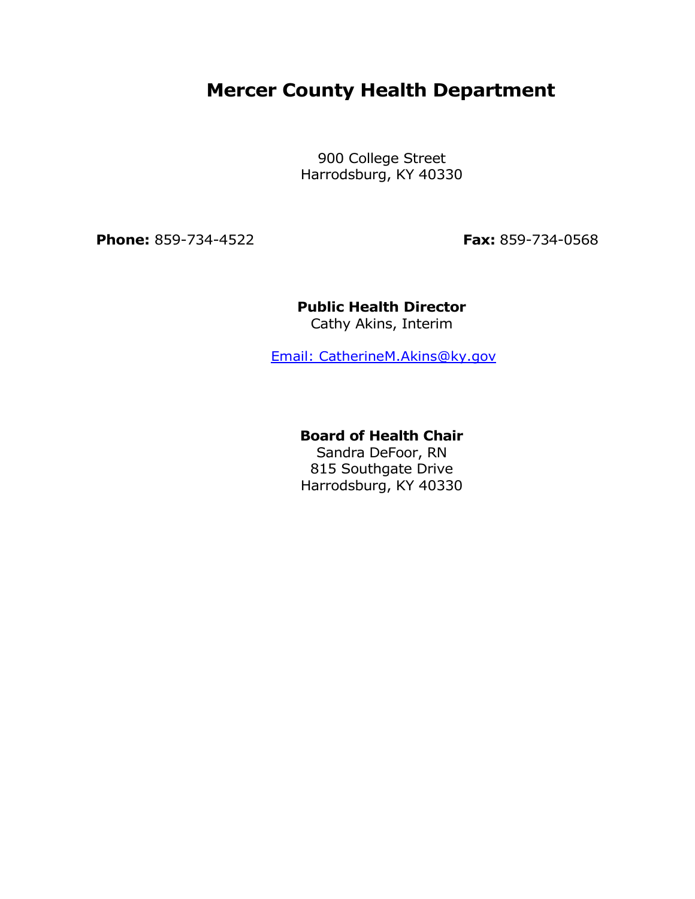# Mercer County Health Department

900 College Street
Harrodsburg, KY 40330

**Phone:** 859-734-4522 **Fax:** 859-734-0568

**Public Health Director**
Cathy Akins, Interim

Email: CatherineM.Akins@ky.gov

**Board of Health Chair**
Sandra DeFoor, RN
815 Southgate Drive
Harrodsburg, KY 40330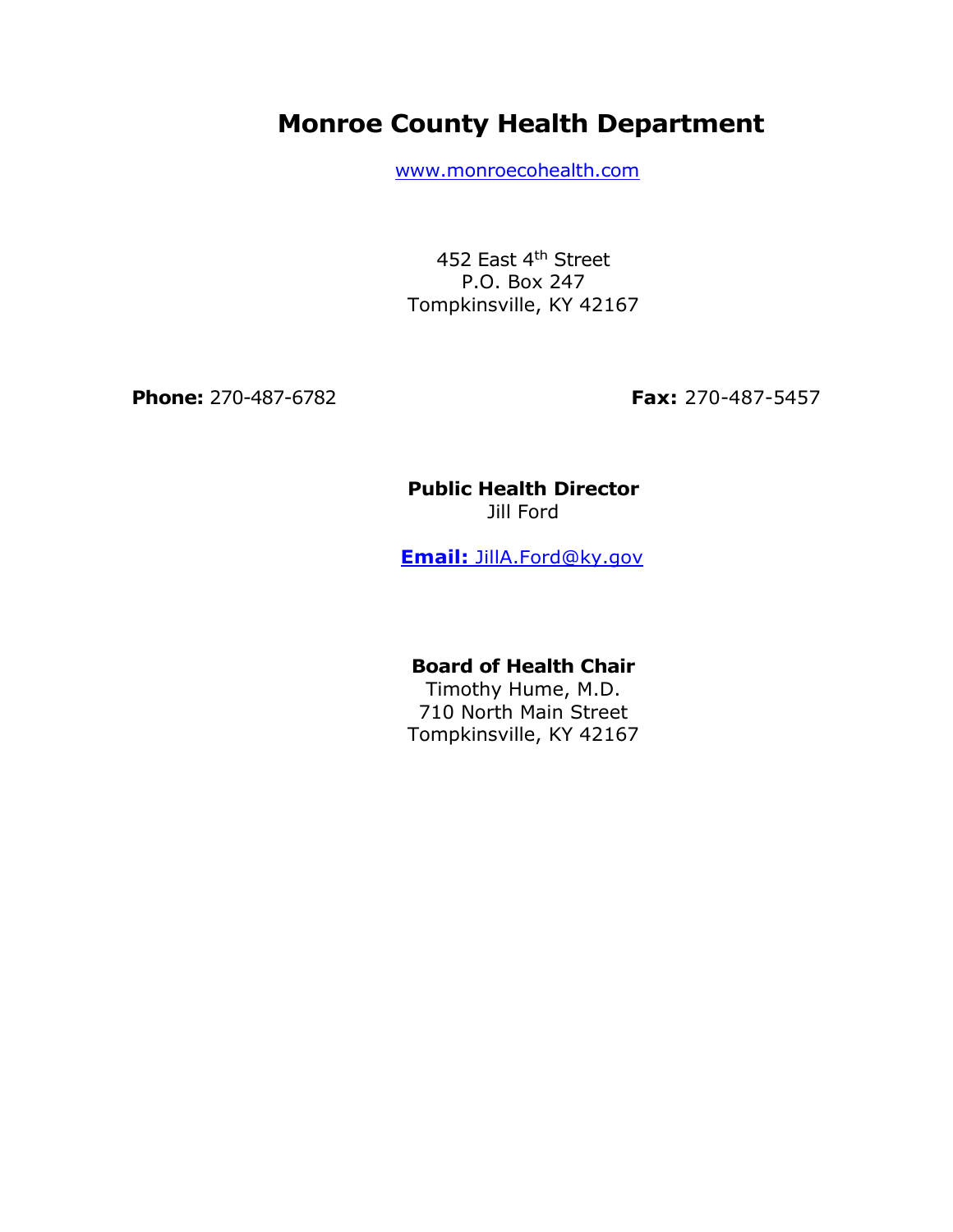# Monroe County Health Department

www.monroecohealth.com

452 East 4th Street
P.O. Box 247
Tompkinsville, KY 42167

**Phone:** 270-487-6782

**Fax:** 270-487-5457

**Public Health Director**
Jill Ford

**Email:** JillA.Ford@ky.gov

**Board of Health Chair**
Timothy Hume, M.D.
710 North Main Street
Tompkinsville, KY 42167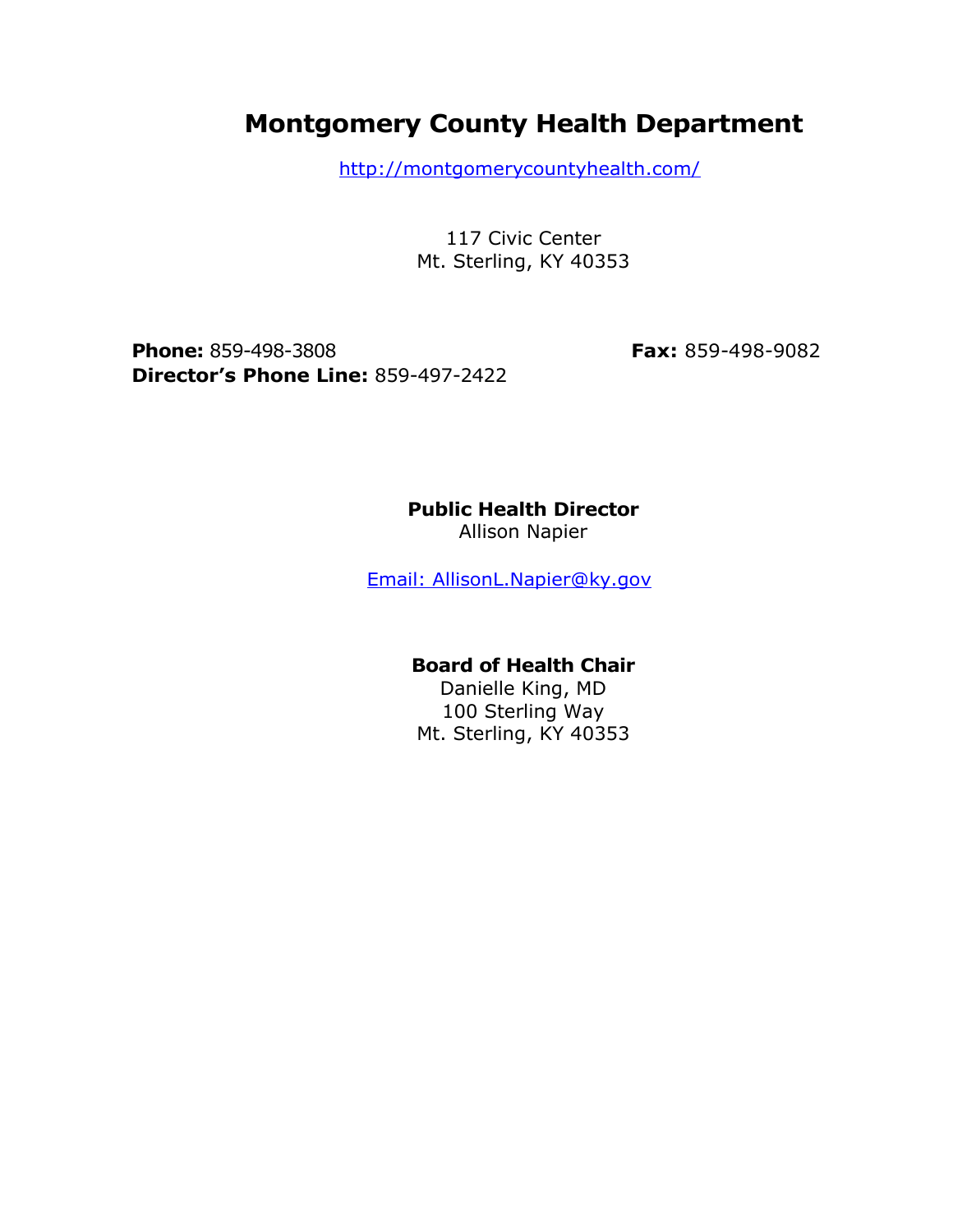# Montgomery County Health Department

http://montgomerycountyhealth.com/

117 Civic Center
Mt. Sterling, KY 40353

**Phone:** 859-498-3808
**Fax:** 859-498-9082
**Director's Phone Line:** 859-497-2422

**Public Health Director**
Allison Napier

Email: AllisonL.Napier@ky.gov

**Board of Health Chair**
Danielle King, MD
100 Sterling Way
Mt. Sterling, KY 40353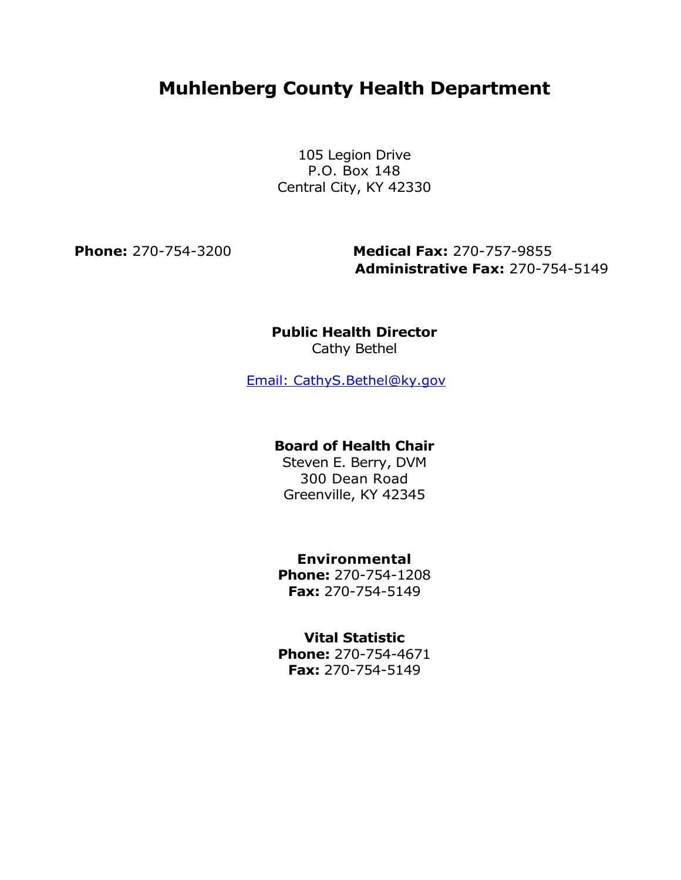# Muhlenberg County Health Department

105 Legion Drive
P.O. Box 148
Central City, KY 42330

**Phone:** 270-754-3200

**Medical Fax:** 270-757-9855
**Administrative Fax:** 270-754-5149

**Public Health Director**
Cathy Bethel

Email: CathyS.Bethel@ky.gov

**Board of Health Chair**
Steven E. Berry, DVM
300 Dean Road
Greenville, KY 42345

**Environmental**
**Phone:** 270-754-1208
**Fax:** 270-754-5149

**Vital Statistic**
**Phone:** 270-754-4671
**Fax:** 270-754-5149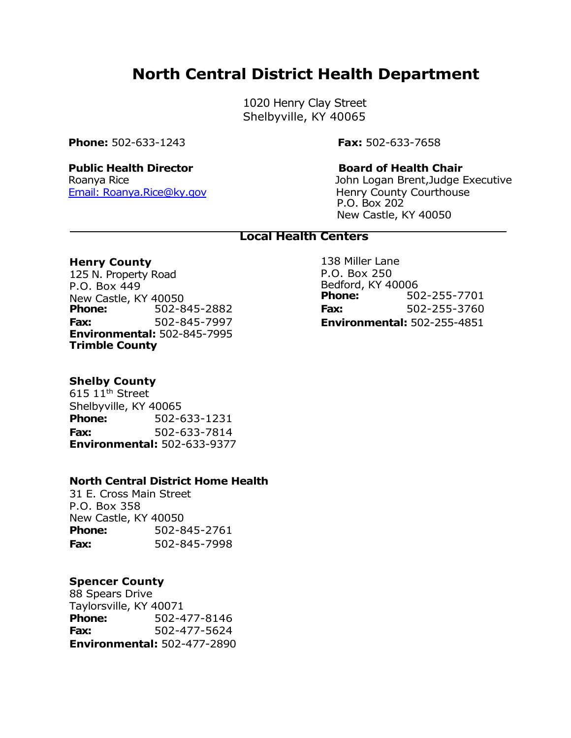# North Central District Health Department

1020 Henry Clay Street
Shelbyville, KY 40065

**Phone:** 502-633-1243

**Fax:** 502-633-7658

**Public Health Director**
Roanya Rice
Email: Roanya.Rice@ky.gov

**Board of Health Chair**
John Logan Brent,Judge Executive
Henry County Courthouse
P.O. Box 202
New Castle, KY 40050

## Local Health Centers

**Henry County**
125 N. Property Road
P.O. Box 449
New Castle, KY 40050
**Phone:** 502-845-2882
**Fax:** 502-845-7997
**Environmental:** 502-845-7995

**Trimble County**
138 Miller Lane
P.O. Box 250
Bedford, KY 40006
**Phone:** 502-255-7701
**Fax:** 502-255-3760
**Environmental:** 502-255-4851

**Shelby County**
615 11th Street
Shelbyville, KY 40065
**Phone:** 502-633-1231
**Fax:** 502-633-7814
**Environmental:** 502-633-9377

**North Central District Home Health**
31 E. Cross Main Street
P.O. Box 358
New Castle, KY 40050
**Phone:** 502-845-2761
**Fax:** 502-845-7998

**Spencer County**
88 Spears Drive
Taylorsville, KY 40071
**Phone:** 502-477-8146
**Fax:** 502-477-5624
**Environmental:** 502-477-2890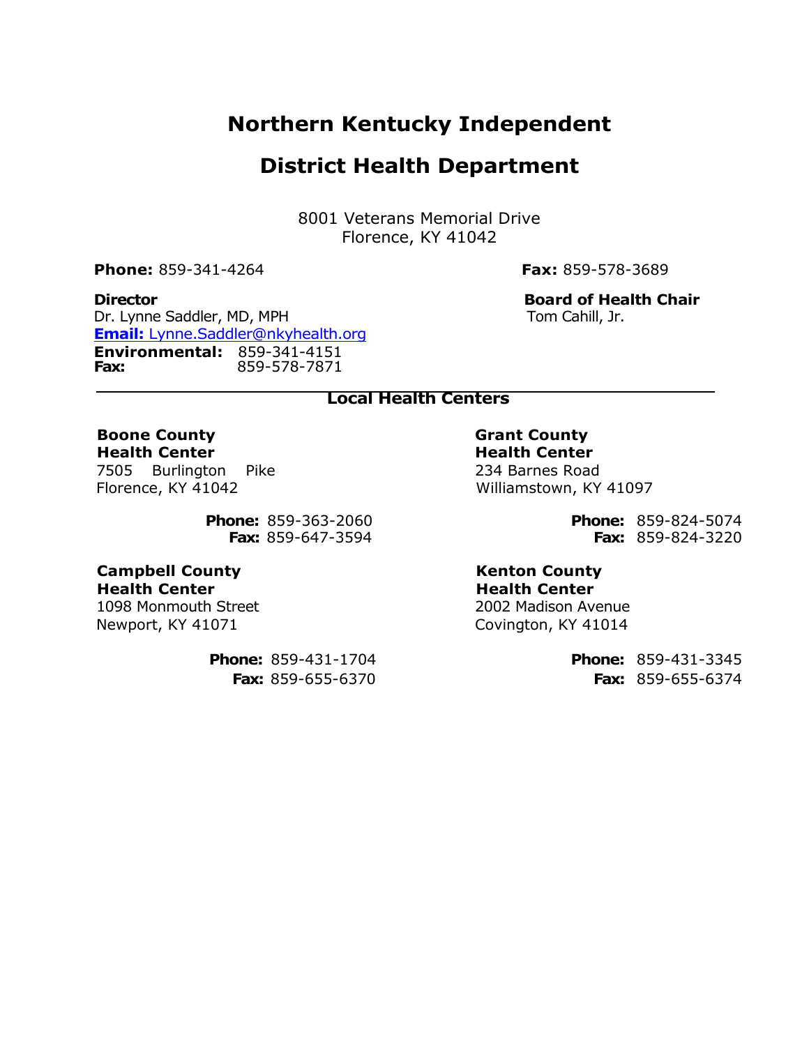# Northern Kentucky Independent

# District Health Department

8001 Veterans Memorial Drive
Florence, KY 41042

**Phone:** 859-341-4264

**Fax:** 859-578-3689

**Director**
Dr. Lynne Saddler, MD, MPH
**Email:** Lynne.Saddler@nkyhealth.org
**Environmental:** 859-341-4151
**Fax:** 859-578-7871

**Board of Health Chair**
Tom Cahill, Jr.

## Local Health Centers

**Boone County Health Center**
7505 Burlington Pike
Florence, KY 41042

**Phone:** 859-363-2060
**Fax:** 859-647-3594

**Campbell County Health Center**
1098 Monmouth Street
Newport, KY 41071

**Phone:** 859-431-1704
**Fax:** 859-655-6370

**Grant County Health Center**
234 Barnes Road
Williamstown, KY 41097

**Phone:** 859-824-5074
**Fax:** 859-824-3220

**Kenton County Health Center**
2002 Madison Avenue
Covington, KY 41014

**Phone:** 859-431-3345
**Fax:** 859-655-6374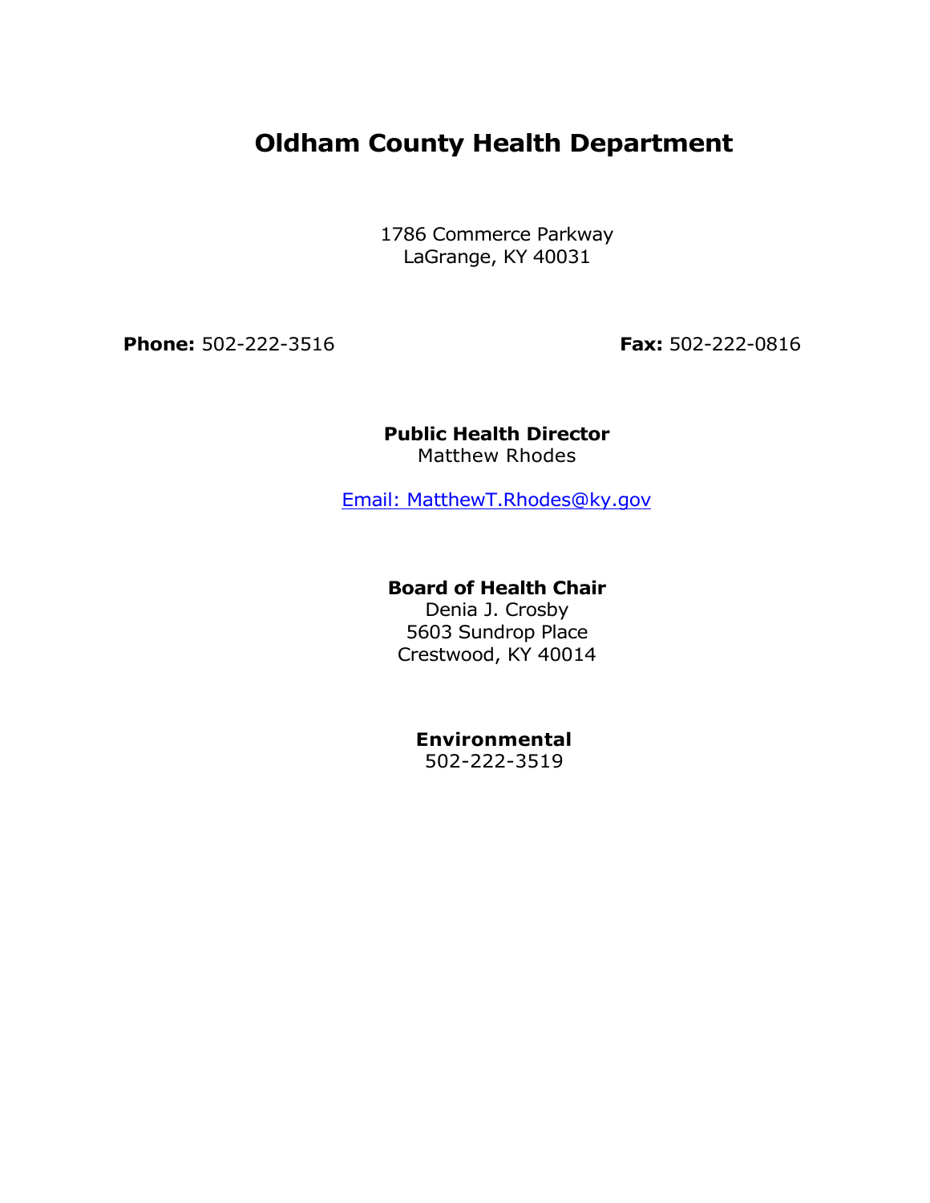# Oldham County Health Department

1786 Commerce Parkway
LaGrange, KY 40031

**Phone:** 502-222-3516

**Fax:** 502-222-0816

**Public Health Director**
Matthew Rhodes

Email: MatthewT.Rhodes@ky.gov

**Board of Health Chair**
Denia J. Crosby
5603 Sundrop Place
Crestwood, KY 40014

**Environmental**
502-222-3519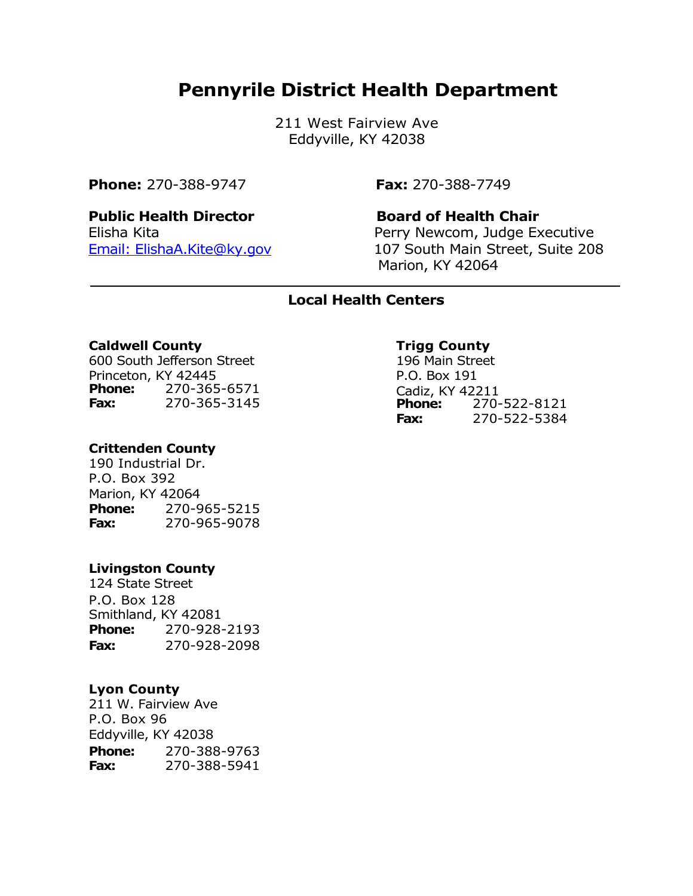# Pennyrile District Health Department

211 West Fairview Ave
Eddyville, KY 42038

**Phone:** 270-388-9747

**Fax:** 270-388-7749

**Public Health Director**
Elisha Kita
Email: ElishaA.Kite@ky.gov

**Board of Health Chair**
Perry Newcom, Judge Executive
107 South Main Street, Suite 208
Marion, KY 42064

---

## Local Health Centers

**Caldwell County**
600 South Jefferson Street
Princeton, KY 42445
**Phone:** 270-365-6571
**Fax:** 270-365-3145

**Crittenden County**
190 Industrial Dr.
P.O. Box 392
Marion, KY 42064
**Phone:** 270-965-5215
**Fax:** 270-965-9078

**Livingston County**
124 State Street
P.O. Box 128
Smithland, KY 42081
**Phone:** 270-928-2193
**Fax:** 270-928-2098

**Lyon County**
211 W. Fairview Ave
P.O. Box 96
Eddyville, KY 42038
**Phone:** 270-388-9763
**Fax:** 270-388-5941

**Trigg County**
196 Main Street
P.O. Box 191
Cadiz, KY 42211
**Phone:** 270-522-8121
**Fax:** 270-522-5384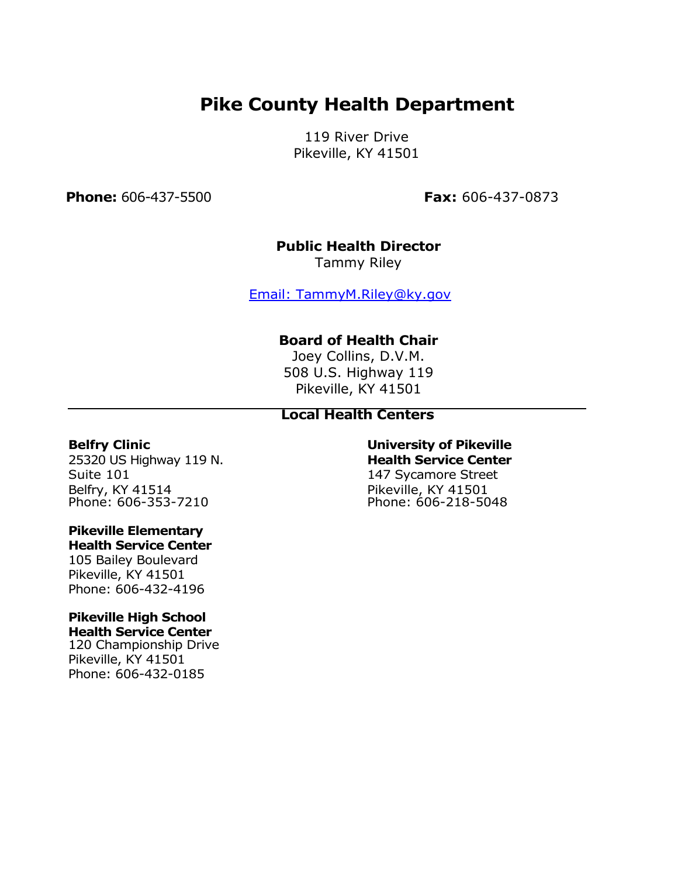# Pike County Health Department

119 River Drive
Pikeville, KY 41501

**Phone:** 606-437-5500 **Fax:** 606-437-0873

**Public Health Director**
Tammy Riley

Email: TammyM.Riley@ky.gov

**Board of Health Chair**
Joey Collins, D.V.M.
508 U.S. Highway 119
Pikeville, KY 41501

---

## Local Health Centers

**Belfry Clinic**
25320 US Highway 119 N.
Suite 101
Belfry, KY 41514
Phone: 606-353-7210

**Pikeville Elementary Health Service Center**
105 Bailey Boulevard
Pikeville, KY 41501
Phone: 606-432-4196

**Pikeville High School Health Service Center**
120 Championship Drive
Pikeville, KY 41501
Phone: 606-432-0185

**University of Pikeville Health Service Center**
147 Sycamore Street
Pikeville, KY 41501
Phone: 606-218-5048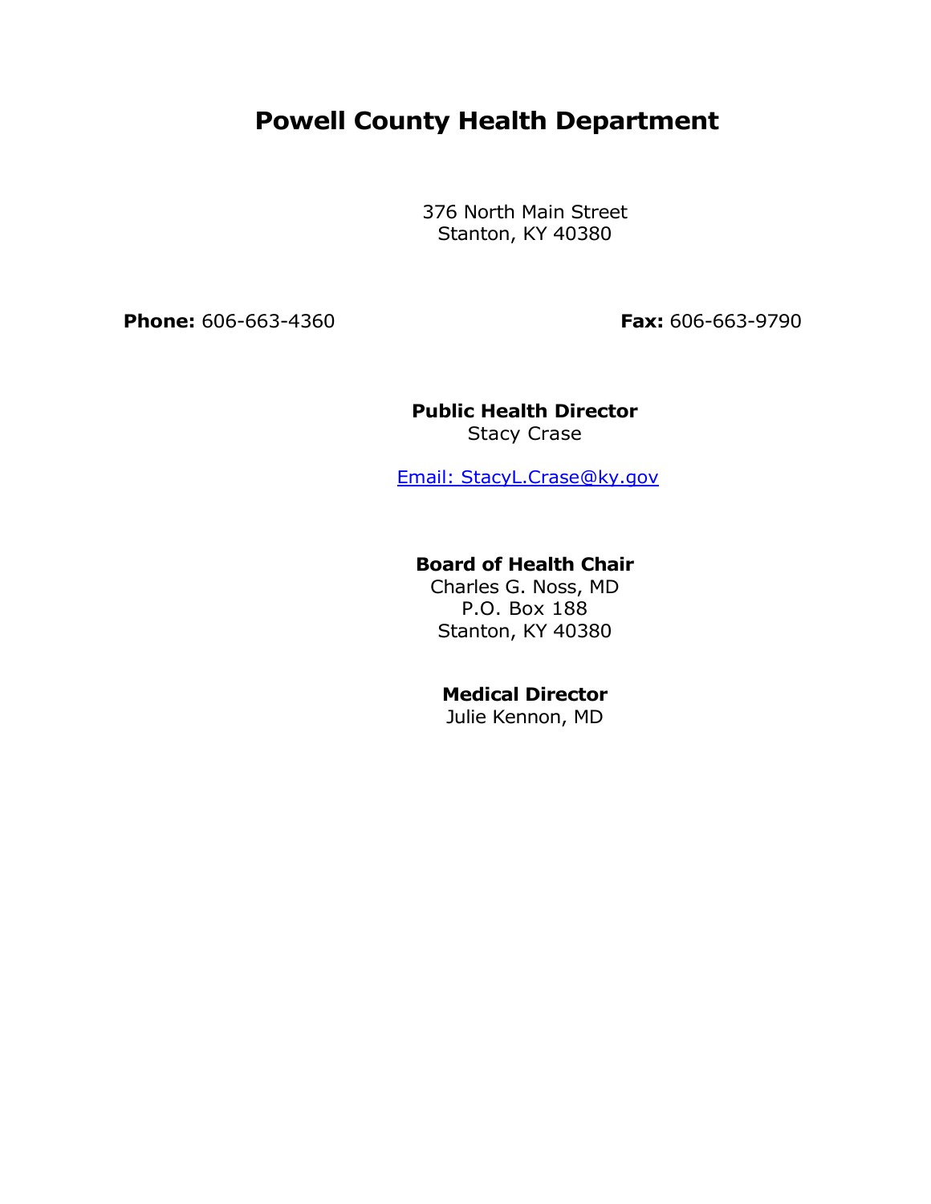# Powell County Health Department

376 North Main Street
Stanton, KY 40380

**Phone:** 606-663-4360 **Fax:** 606-663-9790

**Public Health Director**
Stacy Crase

Email: StacyL.Crase@ky.gov

**Board of Health Chair**
Charles G. Noss, MD
P.O. Box 188
Stanton, KY 40380

**Medical Director**
Julie Kennon, MD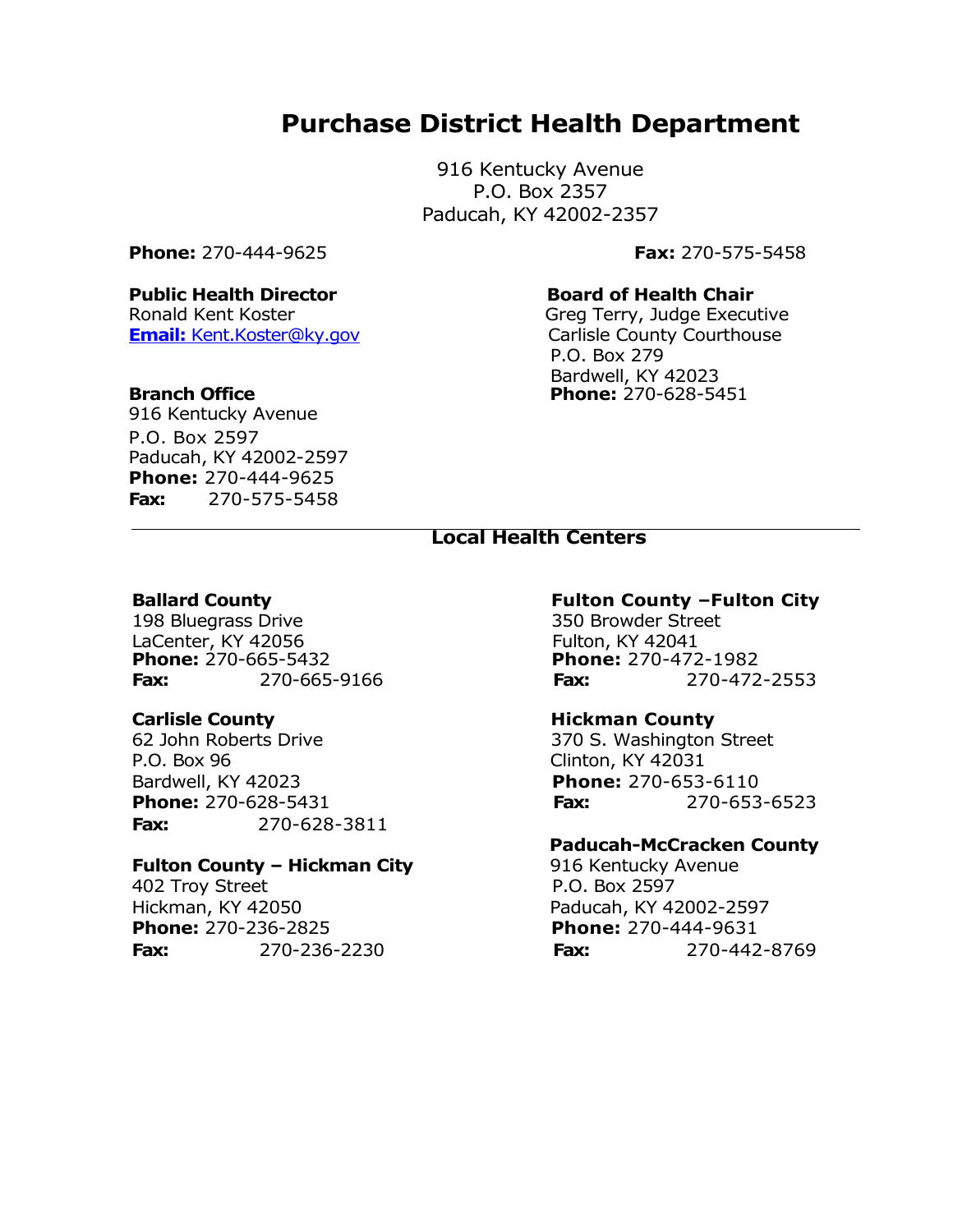# Purchase District Health Department

916 Kentucky Avenue
P.O. Box 2357
Paducah, KY 42002-2357

**Phone:** 270-444-9625

**Fax:** 270-575-5458

**Public Health Director**
Ronald Kent Koster
**Email:** Kent.Koster@ky.gov

**Board of Health Chair**
Greg Terry, Judge Executive
Carlisle County Courthouse
P.O. Box 279
Bardwell, KY 42023
**Phone:** 270-628-5451

**Branch Office**
916 Kentucky Avenue
P.O. Box 2597
Paducah, KY 42002-2597
**Phone:** 270-444-9625
**Fax:** 270-575-5458

## Local Health Centers

**Ballard County**
198 Bluegrass Drive
LaCenter, KY 42056
**Phone:** 270-665-5432
**Fax:** 270-665-9166

**Carlisle County**
62 John Roberts Drive
P.O. Box 96
Bardwell, KY 42023
**Phone:** 270-628-5431
**Fax:** 270-628-3811

**Fulton County – Hickman City**
402 Troy Street
Hickman, KY 42050
**Phone:** 270-236-2825
**Fax:** 270-236-2230

**Fulton County –Fulton City**
350 Browder Street
Fulton, KY 42041
**Phone:** 270-472-1982
**Fax:** 270-472-2553

**Hickman County**
370 S. Washington Street
Clinton, KY 42031
**Phone:** 270-653-6110
**Fax:** 270-653-6523

**Paducah-McCracken County**
916 Kentucky Avenue
P.O. Box 2597
Paducah, KY 42002-2597
**Phone:** 270-444-9631
**Fax:** 270-442-8769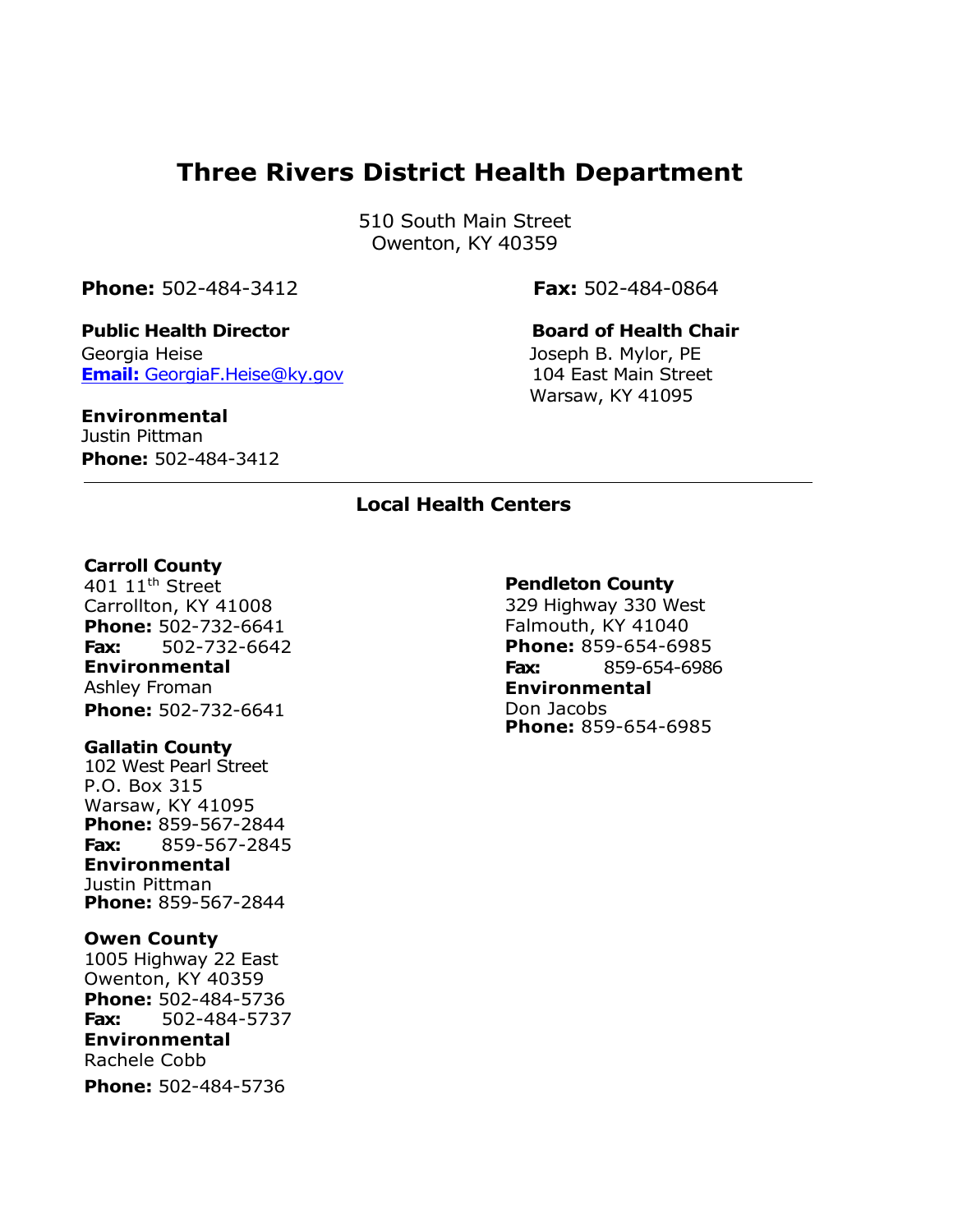# Three Rivers District Health Department

510 South Main Street
Owenton, KY 40359

**Phone:** 502-484-3412

**Fax:** 502-484-0864

**Public Health Director**
Georgia Heise
**Email:** GeorgiaF.Heise@ky.gov

**Board of Health Chair**
Joseph B. Mylor, PE
104 East Main Street
Warsaw, KY 41095

**Environmental**
Justin Pittman
**Phone:** 502-484-3412

---

## Local Health Centers

**Carroll County**
401 11th Street
Carrollton, KY 41008
**Phone:** 502-732-6641
**Fax:** 502-732-6642
**Environmental**
Ashley Froman
**Phone:** 502-732-6641

**Gallatin County**
102 West Pearl Street
P.O. Box 315
Warsaw, KY 41095
**Phone:** 859-567-2844
**Fax:** 859-567-2845
**Environmental**
Justin Pittman
**Phone:** 859-567-2844

**Owen County**
1005 Highway 22 East
Owenton, KY 40359
**Phone:** 502-484-5736
**Fax:** 502-484-5737
**Environmental**
Rachele Cobb
**Phone:** 502-484-5736

**Pendleton County**
329 Highway 330 West
Falmouth, KY 41040
**Phone:** 859-654-6985
**Fax:** 859-654-6986
**Environmental**
Don Jacobs
**Phone:** 859-654-6985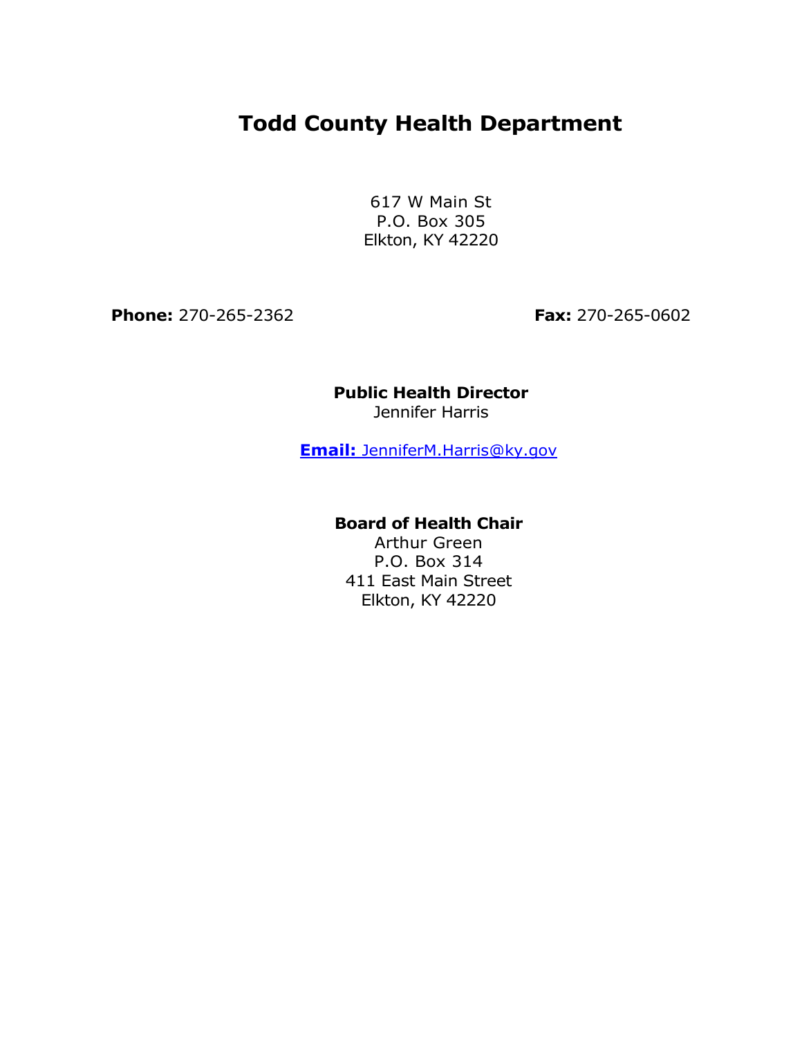# Todd County Health Department

617 W Main St
P.O. Box 305
Elkton, KY 42220

**Phone:** 270-265-2362

**Fax:** 270-265-0602

**Public Health Director**
Jennifer Harris

**Email:** JenniferM.Harris@ky.gov

**Board of Health Chair**
Arthur Green
P.O. Box 314
411 East Main Street
Elkton, KY 42220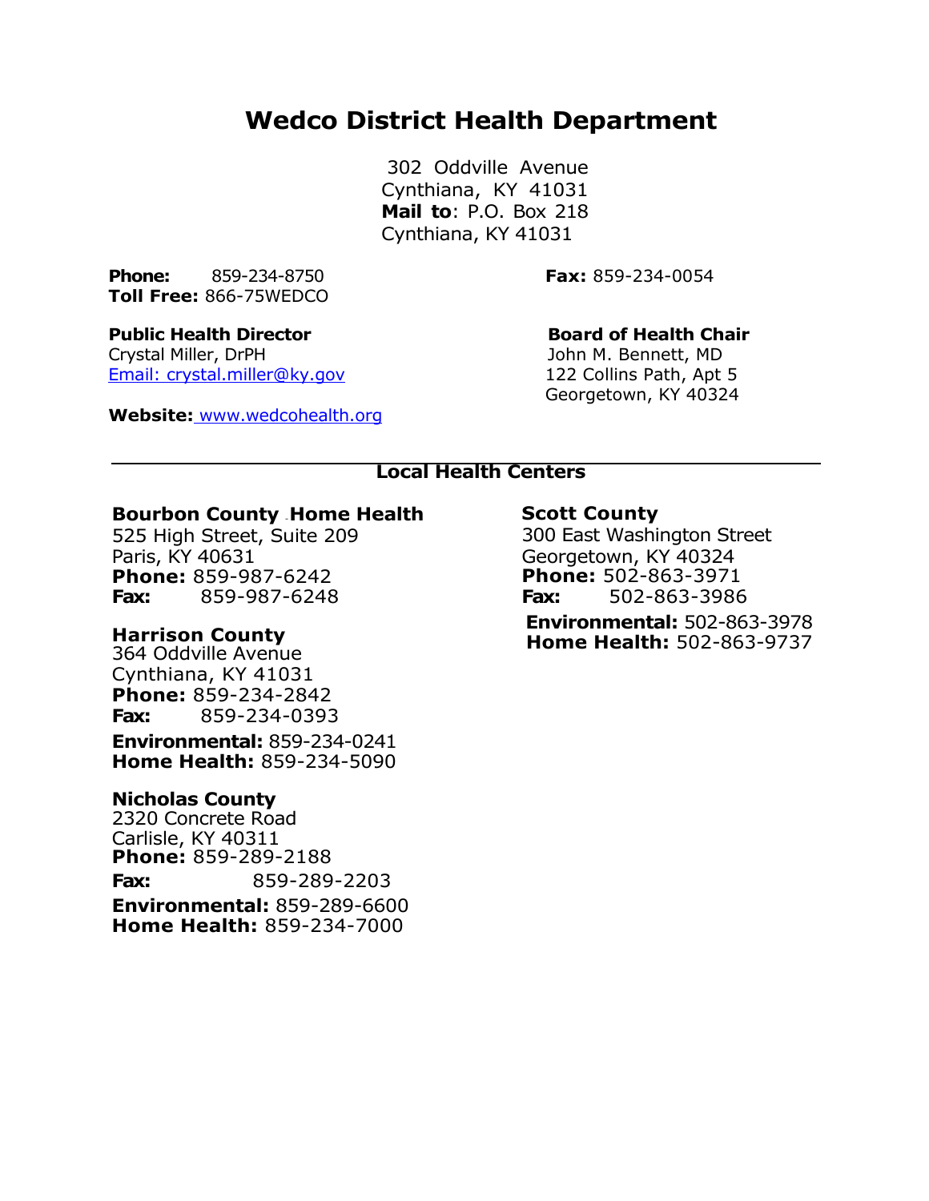# Wedco District Health Department

302 Oddville Avenue
Cynthiana, KY 41031
**Mail to**: P.O. Box 218
Cynthiana, KY 41031

**Phone:** 859-234-8750
**Toll Free:** 866-75WEDCO
**Fax:** 859-234-0054

**Public Health Director**
Crystal Miller, DrPH
Email: crystal.miller@ky.gov

**Board of Health Chair**
John M. Bennett, MD
122 Collins Path, Apt 5
Georgetown, KY 40324

**Website:** www.wedcohealth.org

---

## Local Health Centers

**Bourbon County Home Health**
525 High Street, Suite 209
Paris, KY 40631
**Phone:** 859-987-6242
**Fax:** 859-987-6248

**Harrison County**
364 Oddville Avenue
Cynthiana, KY 41031
**Phone:** 859-234-2842
**Fax:** 859-234-0393
**Environmental:** 859-234-0241
**Home Health:** 859-234-5090

**Nicholas County**
2320 Concrete Road
Carlisle, KY 40311
**Phone:** 859-289-2188
**Fax:** 859-289-2203
**Environmental:** 859-289-6600
**Home Health:** 859-234-7000

**Scott County**
300 East Washington Street
Georgetown, KY 40324
**Phone:** 502-863-3971
**Fax:** 502-863-3986
**Environmental:** 502-863-3978
**Home Health:** 502-863-9737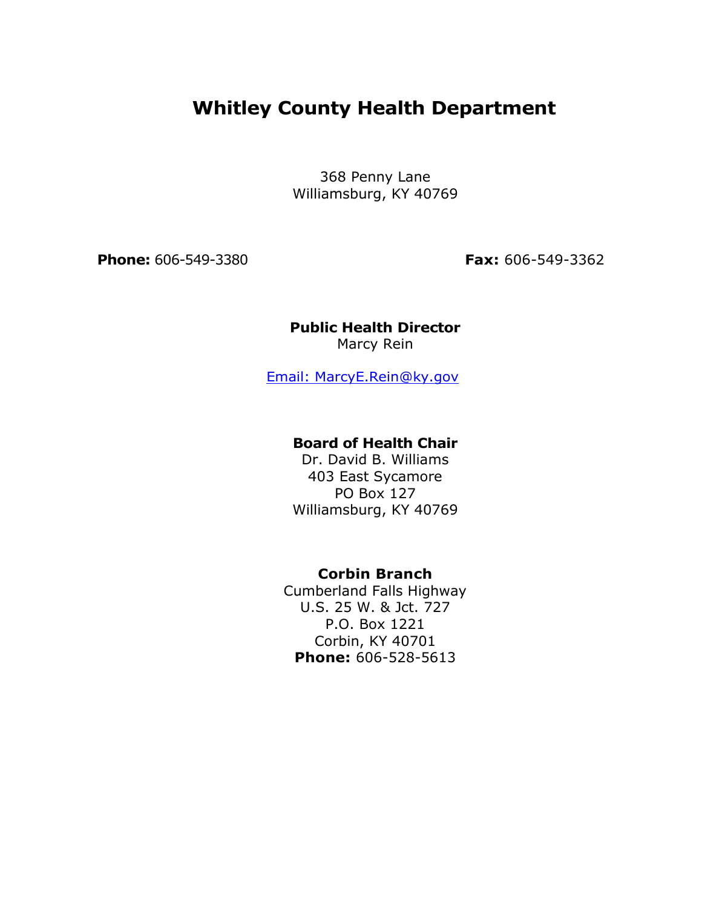# Whitley County Health Department

368 Penny Lane
Williamsburg, KY 40769

**Phone:** 606-549-3380 **Fax:** 606-549-3362

**Public Health Director**
Marcy Rein

Email: MarcyE.Rein@ky.gov

**Board of Health Chair**
Dr. David B. Williams
403 East Sycamore
PO Box 127
Williamsburg, KY 40769

**Corbin Branch**
Cumberland Falls Highway
U.S. 25 W. & Jct. 727
P.O. Box 1221
Corbin, KY 40701
**Phone:** 606-528-5613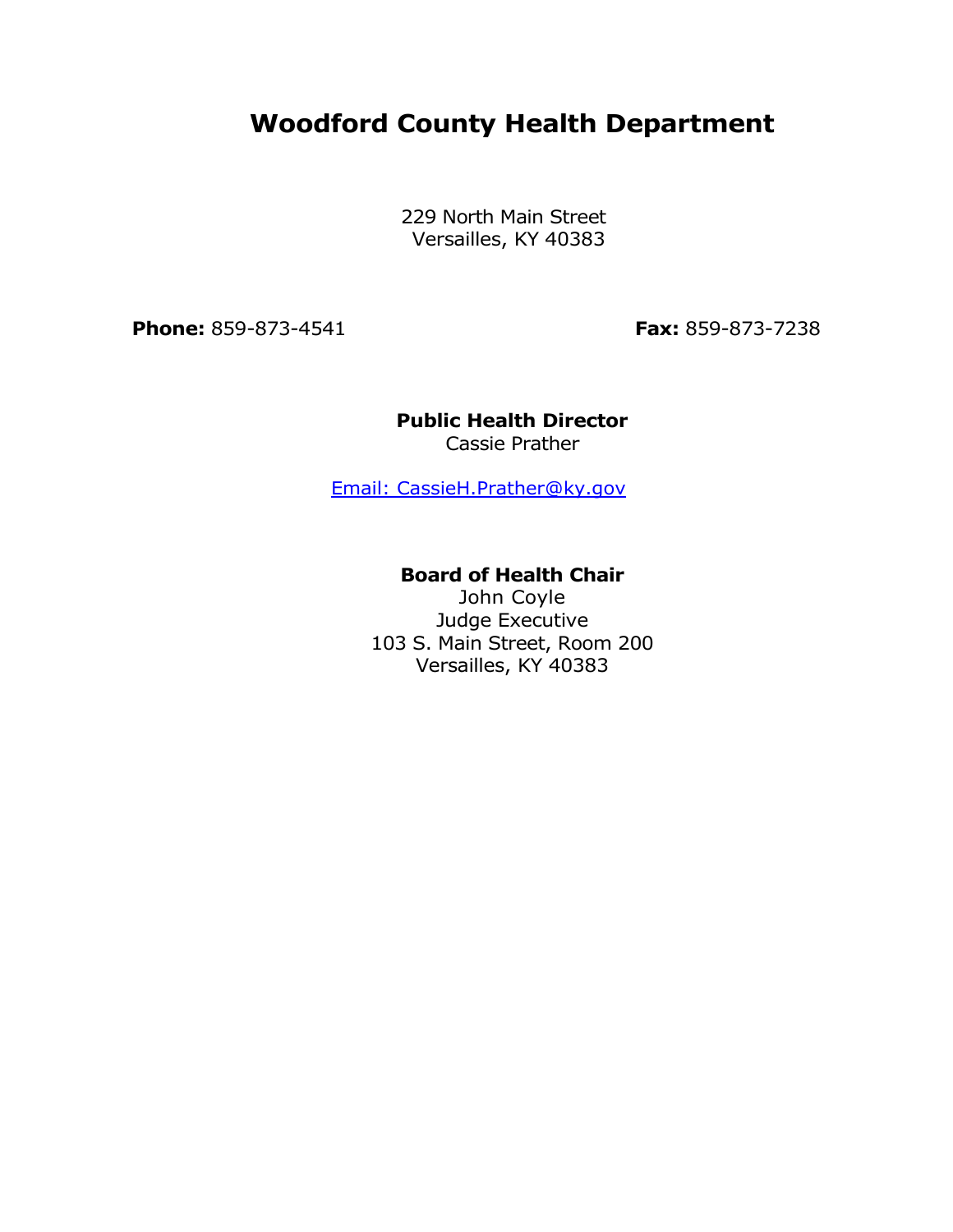# Woodford County Health Department

229 North Main Street
Versailles, KY 40383

**Phone:** 859-873-4541 **Fax:** 859-873-7238

**Public Health Director**
Cassie Prather

Email: CassieH.Prather@ky.gov

**Board of Health Chair**
John Coyle
Judge Executive
103 S. Main Street, Room 200
Versailles, KY 40383